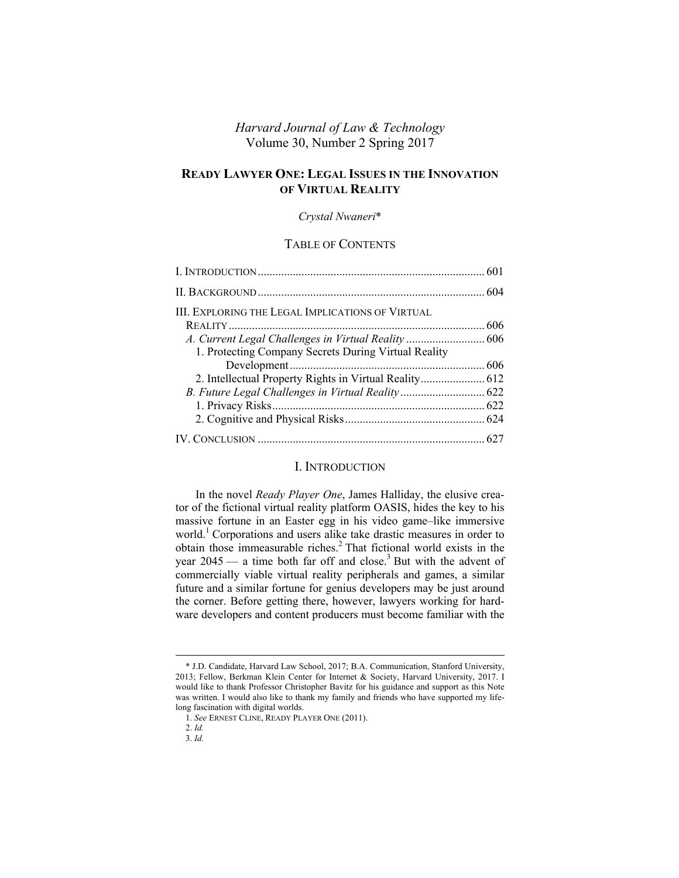*Harvard Journal of Law & Technology*
Volume 30, Number 2 Spring 2017

# READY LAWYER ONE: LEGAL ISSUES IN THE INNOVATION OF VIRTUAL REALITY

*Crystal Nwaneri**

## TABLE OF CONTENTS

| | |
|---|---|
| I. INTRODUCTION | 601 |
| II. BACKGROUND | 604 |
| III. EXPLORING THE LEGAL IMPLICATIONS OF VIRTUAL REALITY | 606 |
| *A. Current Legal Challenges in Virtual Reality* | 606 |
| 1. Protecting Company Secrets During Virtual Reality Development | 606 |
| 2. Intellectual Property Rights in Virtual Reality | 612 |
| *B. Future Legal Challenges in Virtual Reality* | 622 |
| 1. Privacy Risks | 622 |
| 2. Cognitive and Physical Risks | 624 |
| IV. CONCLUSION | 627 |

## I. INTRODUCTION

In the novel *Ready Player One*, James Halliday, the elusive creator of the fictional virtual reality platform OASIS, hides the key to his massive fortune in an Easter egg in his video game–like immersive world.[1] Corporations and users alike take drastic measures in order to obtain those immeasurable riches.[2] That fictional world exists in the year 2045 — a time both far off and close.[3] But with the advent of commercially viable virtual reality peripherals and games, a similar future and a similar fortune for genius developers may be just around the corner. Before getting there, however, lawyers working for hardware developers and content producers must become familiar with the

---

\* J.D. Candidate, Harvard Law School, 2017; B.A. Communication, Stanford University, 2013; Fellow, Berkman Klein Center for Internet & Society, Harvard University, 2017. I would like to thank Professor Christopher Bavitz for his guidance and support as this Note was written. I would also like to thank my family and friends who have supported my lifelong fascination with digital worlds.

1. *See* ERNEST CLINE, READY PLAYER ONE (2011).

2. *Id.*

3. *Id.*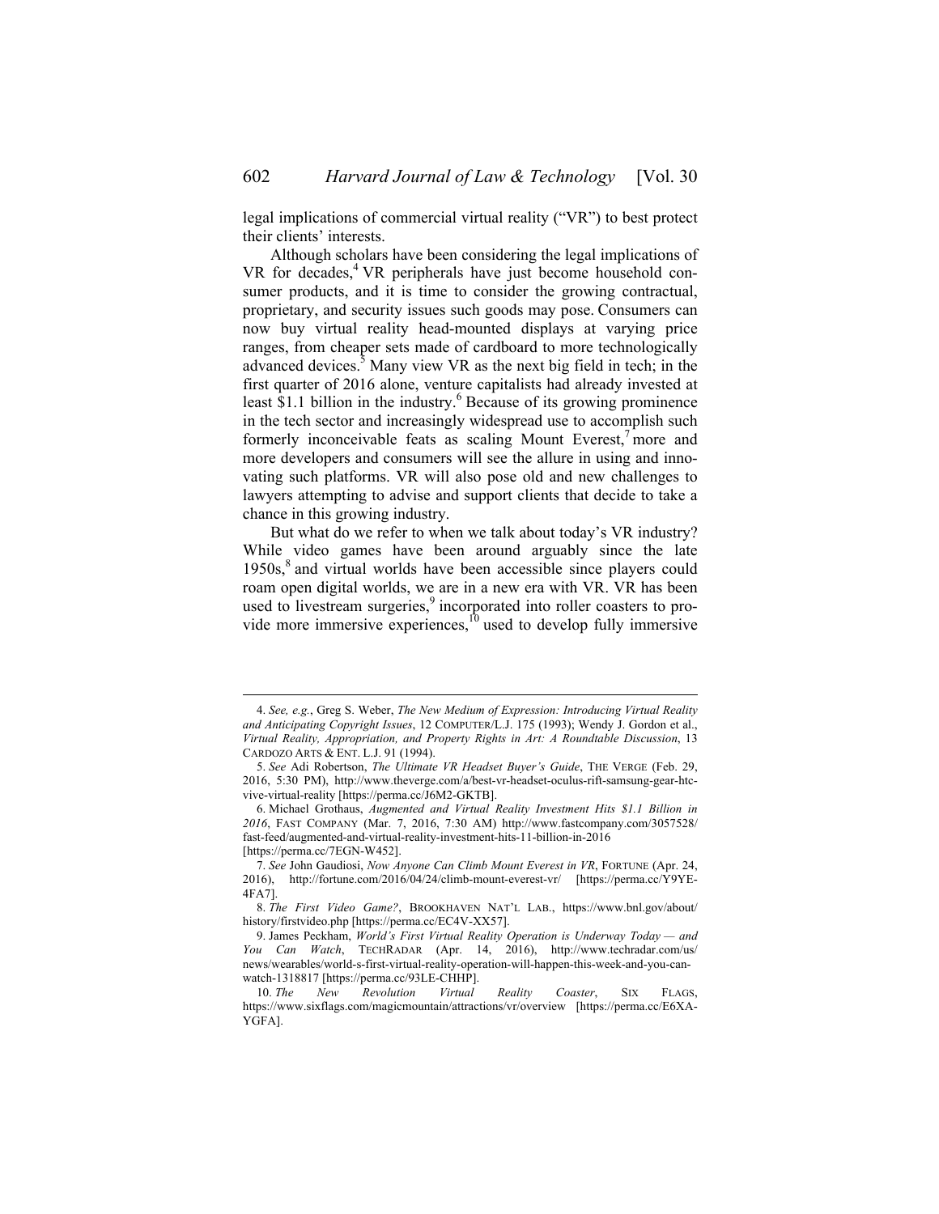legal implications of commercial virtual reality ("VR") to best protect their clients' interests.

Although scholars have been considering the legal implications of VR for decades,[4] VR peripherals have just become household consumer products, and it is time to consider the growing contractual, proprietary, and security issues such goods may pose. Consumers can now buy virtual reality head-mounted displays at varying price ranges, from cheaper sets made of cardboard to more technologically advanced devices.[5] Many view VR as the next big field in tech; in the first quarter of 2016 alone, venture capitalists had already invested at least $1.1 billion in the industry.[6] Because of its growing prominence in the tech sector and increasingly widespread use to accomplish such formerly inconceivable feats as scaling Mount Everest,[7] more and more developers and consumers will see the allure in using and innovating such platforms. VR will also pose old and new challenges to lawyers attempting to advise and support clients that decide to take a chance in this growing industry.

But what do we refer to when we talk about today's VR industry? While video games have been around arguably since the late 1950s,[8] and virtual worlds have been accessible since players could roam open digital worlds, we are in a new era with VR. VR has been used to livestream surgeries,[9] incorporated into roller coasters to provide more immersive experiences,[10] used to develop fully immersive

---

4. *See, e.g.*, Greg S. Weber, *The New Medium of Expression: Introducing Virtual Reality and Anticipating Copyright Issues*, 12 COMPUTER/L.J. 175 (1993); Wendy J. Gordon et al., *Virtual Reality, Appropriation, and Property Rights in Art: A Roundtable Discussion*, 13 CARDOZO ARTS & ENT. L.J. 91 (1994).

5. *See* Adi Robertson, *The Ultimate VR Headset Buyer's Guide*, THE VERGE (Feb. 29, 2016, 5:30 PM), http://www.theverge.com/a/best-vr-headset-oculus-rift-samsung-gear-htc-vive-virtual-reality [https://perma.cc/J6M2-GKTB].

6. Michael Grothaus, *Augmented and Virtual Reality Investment Hits $1.1 Billion in 2016*, FAST COMPANY (Mar. 7, 2016, 7:30 AM) http://www.fastcompany.com/3057528/fast-feed/augmented-and-virtual-reality-investment-hits-11-billion-in-2016 [https://perma.cc/7EGN-W452].

7. *See* John Gaudiosi, *Now Anyone Can Climb Mount Everest in VR*, FORTUNE (Apr. 24, 2016), http://fortune.com/2016/04/24/climb-mount-everest-vr/ [https://perma.cc/Y9YE-4FA7].

8. *The First Video Game?*, BROOKHAVEN NAT'L LAB., https://www.bnl.gov/about/history/firstvideo.php [https://perma.cc/EC4V-XX57].

9. James Peckham, *World's First Virtual Reality Operation is Underway Today — and You Can Watch*, TECHRADAR (Apr. 14, 2016), http://www.techradar.com/us/news/wearables/world-s-first-virtual-reality-operation-will-happen-this-week-and-you-can-watch-1318817 [https://perma.cc/93LE-CHHP].

10. *The New Revolution Virtual Reality Coaster*, SIX FLAGS, https://www.sixflags.com/magicmountain/attractions/vr/overview [https://perma.cc/E6XA-YGFA].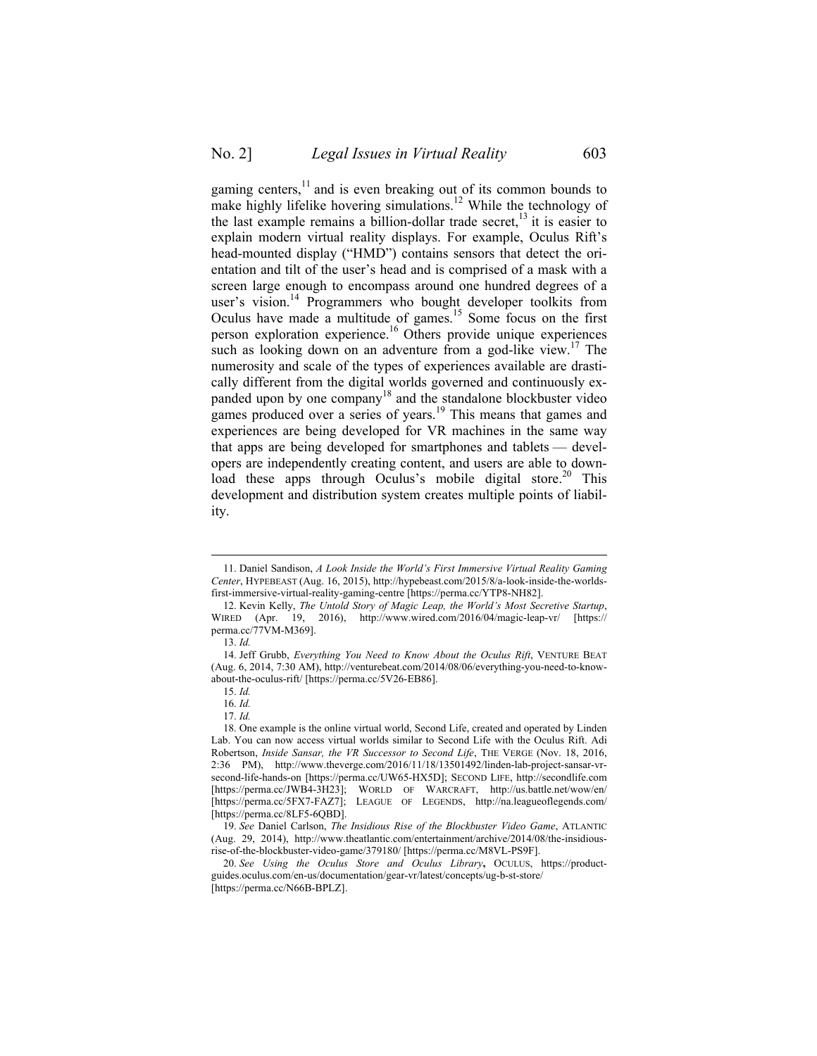gaming centers,[11] and is even breaking out of its common bounds to make highly lifelike hovering simulations.[12] While the technology of the last example remains a billion-dollar trade secret,[13] it is easier to explain modern virtual reality displays. For example, Oculus Rift's head-mounted display ("HMD") contains sensors that detect the orientation and tilt of the user's head and is comprised of a mask with a screen large enough to encompass around one hundred degrees of a user's vision.[14] Programmers who bought developer toolkits from Oculus have made a multitude of games.[15] Some focus on the first person exploration experience.[16] Others provide unique experiences such as looking down on an adventure from a god-like view.[17] The numerosity and scale of the types of experiences available are drastically different from the digital worlds governed and continuously expanded upon by one company[18] and the standalone blockbuster video games produced over a series of years.[19] This means that games and experiences are being developed for VR machines in the same way that apps are being developed for smartphones and tablets — developers are independently creating content, and users are able to download these apps through Oculus's mobile digital store.[20] This development and distribution system creates multiple points of liability.

---

11. Daniel Sandison, *A Look Inside the World's First Immersive Virtual Reality Gaming Center*, HYPEBEAST (Aug. 16, 2015), http://hypebeast.com/2015/8/a-look-inside-the-worlds-first-immersive-virtual-reality-gaming-centre [https://perma.cc/YTP8-NH82].

12. Kevin Kelly, *The Untold Story of Magic Leap, the World's Most Secretive Startup*, WIRED (Apr. 19, 2016), http://www.wired.com/2016/04/magic-leap-vr/ [https://perma.cc/77VM-M369].

13. *Id.*

14. Jeff Grubb, *Everything You Need to Know About the Oculus Rift*, VENTURE BEAT (Aug. 6, 2014, 7:30 AM), http://venturebeat.com/2014/08/06/everything-you-need-to-know-about-the-oculus-rift/ [https://perma.cc/5V26-EB86].

15. *Id.*

16. *Id.*

17. *Id.*

18. One example is the online virtual world, Second Life, created and operated by Linden Lab. You can now access virtual worlds similar to Second Life with the Oculus Rift. Adi Robertson, *Inside Sansar, the VR Successor to Second Life*, THE VERGE (Nov. 18, 2016, 2:36 PM), http://www.theverge.com/2016/11/18/13501492/linden-lab-project-sansar-vr-second-life-hands-on [https://perma.cc/UW65-HX5D]; SECOND LIFE, http://secondlife.com [https://perma.cc/JWB4-3H23]; WORLD OF WARCRAFT, http://us.battle.net/wow/en/ [https://perma.cc/5FX7-FAZ7]; LEAGUE OF LEGENDS, http://na.leagueoflegends.com/ [https://perma.cc/8LF5-6QBD].

19. *See* Daniel Carlson, *The Insidious Rise of the Blockbuster Video Game*, ATLANTIC (Aug. 29, 2014), http://www.theatlantic.com/entertainment/archive/2014/08/the-insidious-rise-of-the-blockbuster-video-game/379180/ [https://perma.cc/M8VL-PS9F].

20. *See Using the Oculus Store and Oculus Library*, OCULUS, https://product-guides.oculus.com/en-us/documentation/gear-vr/latest/concepts/ug-b-st-store/ [https://perma.cc/N66B-BPLZ].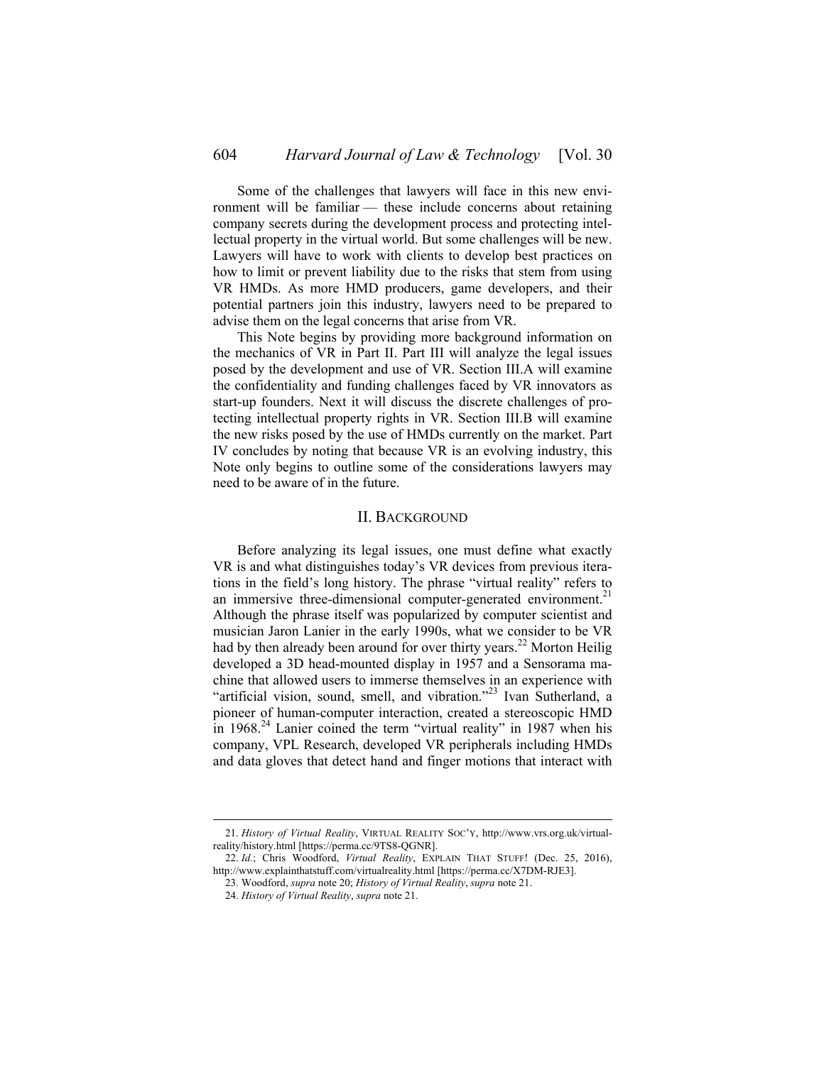Some of the challenges that lawyers will face in this new environment will be familiar — these include concerns about retaining company secrets during the development process and protecting intellectual property in the virtual world. But some challenges will be new. Lawyers will have to work with clients to develop best practices on how to limit or prevent liability due to the risks that stem from using VR HMDs. As more HMD producers, game developers, and their potential partners join this industry, lawyers need to be prepared to advise them on the legal concerns that arise from VR.

This Note begins by providing more background information on the mechanics of VR in Part II. Part III will analyze the legal issues posed by the development and use of VR. Section III.A will examine the confidentiality and funding challenges faced by VR innovators as start-up founders. Next it will discuss the discrete challenges of protecting intellectual property rights in VR. Section III.B will examine the new risks posed by the use of HMDs currently on the market. Part IV concludes by noting that because VR is an evolving industry, this Note only begins to outline some of the considerations lawyers may need to be aware of in the future.

## II. Background

Before analyzing its legal issues, one must define what exactly VR is and what distinguishes today's VR devices from previous iterations in the field's long history. The phrase "virtual reality" refers to an immersive three-dimensional computer-generated environment.[21] Although the phrase itself was popularized by computer scientist and musician Jaron Lanier in the early 1990s, what we consider to be VR had by then already been around for over thirty years.[22] Morton Heilig developed a 3D head-mounted display in 1957 and a Sensorama machine that allowed users to immerse themselves in an experience with "artificial vision, sound, smell, and vibration."[23] Ivan Sutherland, a pioneer of human-computer interaction, created a stereoscopic HMD in 1968.[24] Lanier coined the term "virtual reality" in 1987 when his company, VPL Research, developed VR peripherals including HMDs and data gloves that detect hand and finger motions that interact with

---

21. *History of Virtual Reality*, VIRTUAL REALITY SOC'Y, http://www.vrs.org.uk/virtual-reality/history.html [https://perma.cc/9TS8-QGNR].

22. *Id.*; Chris Woodford, *Virtual Reality*, EXPLAIN THAT STUFF! (Dec. 25, 2016), http://www.explainthatstuff.com/virtualreality.html [https://perma.cc/X7DM-RJE3].

23. Woodford, *supra* note 20; *History of Virtual Reality*, *supra* note 21.

24. *History of Virtual Reality*, *supra* note 21.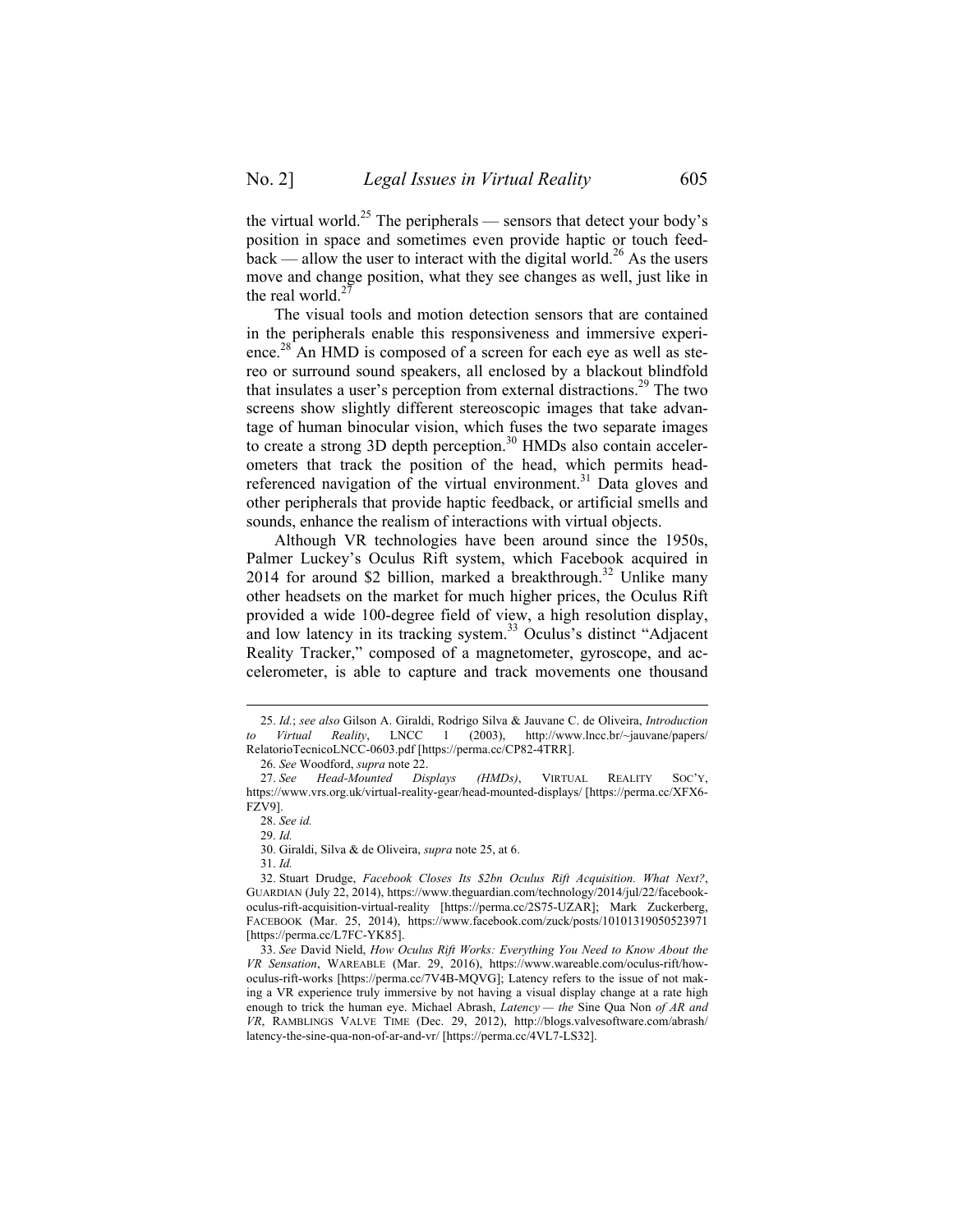the virtual world.[25] The peripherals — sensors that detect your body's position in space and sometimes even provide haptic or touch feedback — allow the user to interact with the digital world.[26] As the users move and change position, what they see changes as well, just like in the real world.[27]

The visual tools and motion detection sensors that are contained in the peripherals enable this responsiveness and immersive experience.[28] An HMD is composed of a screen for each eye as well as stereo or surround sound speakers, all enclosed by a blackout blindfold that insulates a user's perception from external distractions.[29] The two screens show slightly different stereoscopic images that take advantage of human binocular vision, which fuses the two separate images to create a strong 3D depth perception.[30] HMDs also contain accelerometers that track the position of the head, which permits head-referenced navigation of the virtual environment.[31] Data gloves and other peripherals that provide haptic feedback, or artificial smells and sounds, enhance the realism of interactions with virtual objects.

Although VR technologies have been around since the 1950s, Palmer Luckey's Oculus Rift system, which Facebook acquired in 2014 for around $2 billion, marked a breakthrough.[32] Unlike many other headsets on the market for much higher prices, the Oculus Rift provided a wide 100-degree field of view, a high resolution display, and low latency in its tracking system.[33] Oculus's distinct "Adjacent Reality Tracker," composed of a magnetometer, gyroscope, and accelerometer, is able to capture and track movements one thousand

---

25. *Id.*; *see also* Gilson A. Giraldi, Rodrigo Silva & Jauvane C. de Oliveira, *Introduction to Virtual Reality*, LNCC 1 (2003), http://www.lncc.br/~jauvane/papers/RelatorioTecnicoLNCC-0603.pdf [https://perma.cc/CP82-4TRR].

26. *See* Woodford, *supra* note 22.

27. *See* *Head-Mounted Displays (HMDs)*, VIRTUAL REALITY SOC'Y, https://www.vrs.org.uk/virtual-reality-gear/head-mounted-displays/ [https://perma.cc/XFX6-FZV9].

28. *See id.*

29. *Id.*

30. Giraldi, Silva & de Oliveira, *supra* note 25, at 6.

31. *Id.*

32. Stuart Drudge, *Facebook Closes Its $2bn Oculus Rift Acquisition. What Next?*, GUARDIAN (July 22, 2014), https://www.theguardian.com/technology/2014/jul/22/facebook-oculus-rift-acquisition-virtual-reality [https://perma.cc/2S75-UZAR]; Mark Zuckerberg, FACEBOOK (Mar. 25, 2014), https://www.facebook.com/zuck/posts/10101319050523971 [https://perma.cc/L7FC-YK85].

33. *See* David Nield, *How Oculus Rift Works: Everything You Need to Know About the VR Sensation*, WAREABLE (Mar. 29, 2016), https://www.wareable.com/oculus-rift/how-oculus-rift-works [https://perma.cc/7V4B-MQVG]; Latency refers to the issue of not making a VR experience truly immersive by not having a visual display change at a rate high enough to trick the human eye. Michael Abrash, *Latency — the* Sine Qua Non *of AR and VR*, RAMBLINGS VALVE TIME (Dec. 29, 2012), http://blogs.valvesoftware.com/abrash/latency-the-sine-qua-non-of-ar-and-vr/ [https://perma.cc/4VL7-LS32].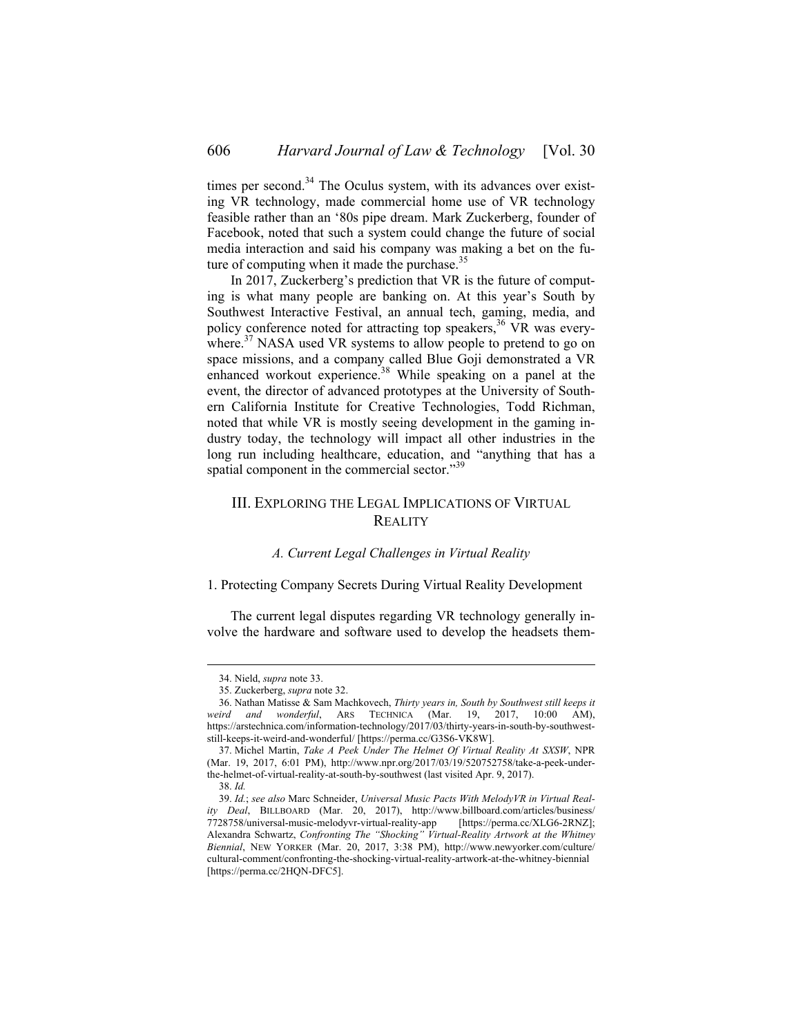times per second.[34] The Oculus system, with its advances over existing VR technology, made commercial home use of VR technology feasible rather than an '80s pipe dream. Mark Zuckerberg, founder of Facebook, noted that such a system could change the future of social media interaction and said his company was making a bet on the future of computing when it made the purchase.[35]

In 2017, Zuckerberg's prediction that VR is the future of computing is what many people are banking on. At this year's South by Southwest Interactive Festival, an annual tech, gaming, media, and policy conference noted for attracting top speakers,[36] VR was everywhere.[37] NASA used VR systems to allow people to pretend to go on space missions, and a company called Blue Goji demonstrated a VR enhanced workout experience.[38] While speaking on a panel at the event, the director of advanced prototypes at the University of Southern California Institute for Creative Technologies, Todd Richman, noted that while VR is mostly seeing development in the gaming industry today, the technology will impact all other industries in the long run including healthcare, education, and "anything that has a spatial component in the commercial sector."[39]

## III. Exploring the Legal Implications of Virtual Reality

### *A. Current Legal Challenges in Virtual Reality*

#### 1. Protecting Company Secrets During Virtual Reality Development

The current legal disputes regarding VR technology generally involve the hardware and software used to develop the headsets them-

---

34. Nield, *supra* note 33.

35. Zuckerberg, *supra* note 32.

36. Nathan Matisse & Sam Machkovech, *Thirty years in, South by Southwest still keeps it weird and wonderful*, ARS TECHNICA (Mar. 19, 2017, 10:00 AM), https://arstechnica.com/information-technology/2017/03/thirty-years-in-south-by-southwest-still-keeps-it-weird-and-wonderful/ [https://perma.cc/G3S6-VK8W].

37. Michel Martin, *Take A Peek Under The Helmet Of Virtual Reality At SXSW*, NPR (Mar. 19, 2017, 6:01 PM), http://www.npr.org/2017/03/19/520752758/take-a-peek-under-the-helmet-of-virtual-reality-at-south-by-southwest (last visited Apr. 9, 2017).

38. *Id.*

39. *Id.*; *see also* Marc Schneider, *Universal Music Pacts With MelodyVR in Virtual Reality Deal*, BILLBOARD (Mar. 20, 2017), http://www.billboard.com/articles/business/7728758/universal-music-melodyvr-virtual-reality-app [https://perma.cc/XLG6-2RNZ]; Alexandra Schwartz, *Confronting The "Shocking" Virtual-Reality Artwork at the Whitney Biennial*, NEW YORKER (Mar. 20, 2017, 3:38 PM), http://www.newyorker.com/culture/cultural-comment/confronting-the-shocking-virtual-reality-artwork-at-the-whitney-biennial [https://perma.cc/2HQN-DFC5].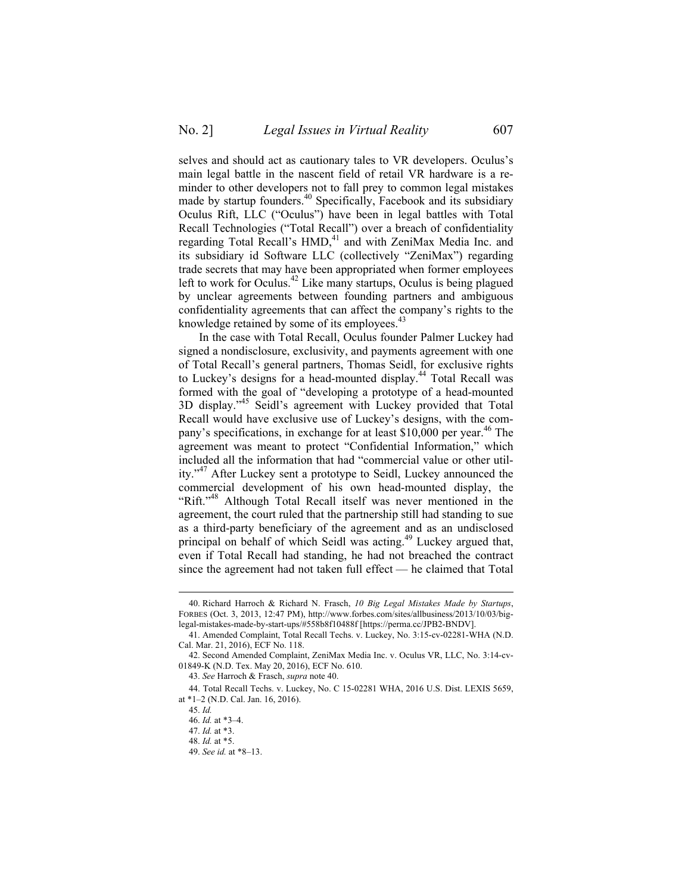selves and should act as cautionary tales to VR developers. Oculus's main legal battle in the nascent field of retail VR hardware is a reminder to other developers not to fall prey to common legal mistakes made by startup founders.[40] Specifically, Facebook and its subsidiary Oculus Rift, LLC ("Oculus") have been in legal battles with Total Recall Technologies ("Total Recall") over a breach of confidentiality regarding Total Recall's HMD,[41] and with ZeniMax Media Inc. and its subsidiary id Software LLC (collectively "ZeniMax") regarding trade secrets that may have been appropriated when former employees left to work for Oculus.[42] Like many startups, Oculus is being plagued by unclear agreements between founding partners and ambiguous confidentiality agreements that can affect the company's rights to the knowledge retained by some of its employees.[43]

In the case with Total Recall, Oculus founder Palmer Luckey had signed a nondisclosure, exclusivity, and payments agreement with one of Total Recall's general partners, Thomas Seidl, for exclusive rights to Luckey's designs for a head-mounted display.[44] Total Recall was formed with the goal of "developing a prototype of a head-mounted 3D display."[45] Seidl's agreement with Luckey provided that Total Recall would have exclusive use of Luckey's designs, with the company's specifications, in exchange for at least $10,000 per year.[46] The agreement was meant to protect "Confidential Information," which included all the information that had "commercial value or other utility."[47] After Luckey sent a prototype to Seidl, Luckey announced the commercial development of his own head-mounted display, the "Rift."[48] Although Total Recall itself was never mentioned in the agreement, the court ruled that the partnership still had standing to sue as a third-party beneficiary of the agreement and as an undisclosed principal on behalf of which Seidl was acting.[49] Luckey argued that, even if Total Recall had standing, he had not breached the contract since the agreement had not taken full effect — he claimed that Total

---

40. Richard Harroch & Richard N. Frasch, *10 Big Legal Mistakes Made by Startups*, FORBES (Oct. 3, 2013, 12:47 PM), http://www.forbes.com/sites/allbusiness/2013/10/03/big-legal-mistakes-made-by-start-ups/#558b8f10488f [https://perma.cc/JPB2-BNDV].

41. Amended Complaint, Total Recall Techs. v. Luckey, No. 3:15-cv-02281-WHA (N.D. Cal. Mar. 21, 2016), ECF No. 118.

42. Second Amended Complaint, ZeniMax Media Inc. v. Oculus VR, LLC, No. 3:14-cv-01849-K (N.D. Tex. May 20, 2016), ECF No. 610.

43. *See* Harroch & Frasch, *supra* note 40.

44. Total Recall Techs. v. Luckey, No. C 15-02281 WHA, 2016 U.S. Dist. LEXIS 5659, at *1–2 (N.D. Cal. Jan. 16, 2016).

45. *Id.*

46. *Id.* at *3–4.

47. *Id.* at *3.

48. *Id.* at *5.

49. *See id.* at *8–13.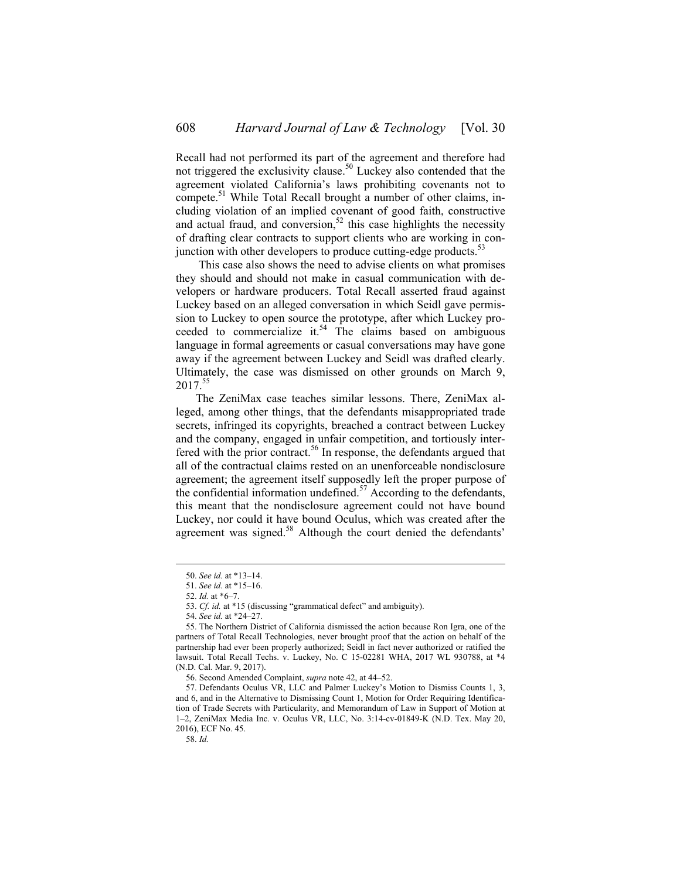Recall had not performed its part of the agreement and therefore had not triggered the exclusivity clause.[50] Luckey also contended that the agreement violated California's laws prohibiting covenants not to compete.[51] While Total Recall brought a number of other claims, including violation of an implied covenant of good faith, constructive and actual fraud, and conversion,[52] this case highlights the necessity of drafting clear contracts to support clients who are working in conjunction with other developers to produce cutting-edge products.[53]

This case also shows the need to advise clients on what promises they should and should not make in casual communication with developers or hardware producers. Total Recall asserted fraud against Luckey based on an alleged conversation in which Seidl gave permission to Luckey to open source the prototype, after which Luckey proceeded to commercialize it.[54] The claims based on ambiguous language in formal agreements or casual conversations may have gone away if the agreement between Luckey and Seidl was drafted clearly. Ultimately, the case was dismissed on other grounds on March 9, 2017.[55]

The ZeniMax case teaches similar lessons. There, ZeniMax alleged, among other things, that the defendants misappropriated trade secrets, infringed its copyrights, breached a contract between Luckey and the company, engaged in unfair competition, and tortiously interfered with the prior contract.[56] In response, the defendants argued that all of the contractual claims rested on an unenforceable nondisclosure agreement; the agreement itself supposedly left the proper purpose of the confidential information undefined.[57] According to the defendants, this meant that the nondisclosure agreement could not have bound Luckey, nor could it have bound Oculus, which was created after the agreement was signed.[58] Although the court denied the defendants'

---

50. *See id.* at *13–14.

51. *See id*. at *15–16.

52. *Id.* at *6–7.

53. *Cf. id.* at *15 (discussing "grammatical defect" and ambiguity).

54. *See id.* at *24–27.

55. The Northern District of California dismissed the action because Ron Igra, one of the partners of Total Recall Technologies, never brought proof that the action on behalf of the partnership had ever been properly authorized; Seidl in fact never authorized or ratified the lawsuit. Total Recall Techs. v. Luckey, No. C 15-02281 WHA, 2017 WL 930788, at *4 (N.D. Cal. Mar. 9, 2017).

56. Second Amended Complaint, *supra* note 42, at 44–52.

57. Defendants Oculus VR, LLC and Palmer Luckey's Motion to Dismiss Counts 1, 3, and 6, and in the Alternative to Dismissing Count 1, Motion for Order Requiring Identification of Trade Secrets with Particularity, and Memorandum of Law in Support of Motion at 1–2, ZeniMax Media Inc. v. Oculus VR, LLC, No. 3:14-cv-01849-K (N.D. Tex. May 20, 2016), ECF No. 45.

58. *Id.*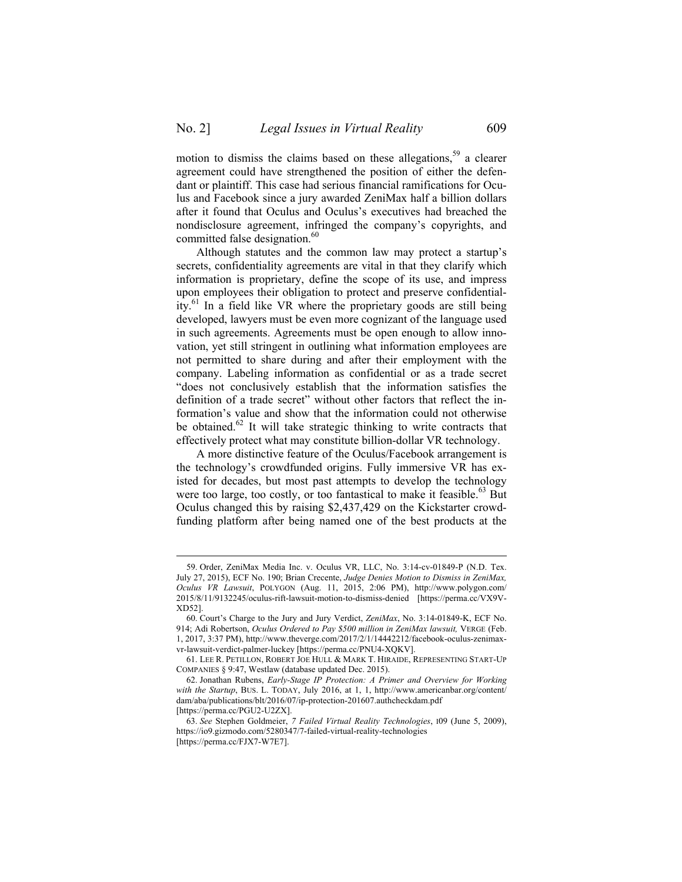motion to dismiss the claims based on these allegations,[59] a clearer agreement could have strengthened the position of either the defendant or plaintiff. This case had serious financial ramifications for Oculus and Facebook since a jury awarded ZeniMax half a billion dollars after it found that Oculus and Oculus's executives had breached the nondisclosure agreement, infringed the company's copyrights, and committed false designation.[60]

Although statutes and the common law may protect a startup's secrets, confidentiality agreements are vital in that they clarify which information is proprietary, define the scope of its use, and impress upon employees their obligation to protect and preserve confidentiality.[61] In a field like VR where the proprietary goods are still being developed, lawyers must be even more cognizant of the language used in such agreements. Agreements must be open enough to allow innovation, yet still stringent in outlining what information employees are not permitted to share during and after their employment with the company. Labeling information as confidential or as a trade secret "does not conclusively establish that the information satisfies the definition of a trade secret" without other factors that reflect the information's value and show that the information could not otherwise be obtained.[62] It will take strategic thinking to write contracts that effectively protect what may constitute billion-dollar VR technology.

A more distinctive feature of the Oculus/Facebook arrangement is the technology's crowdfunded origins. Fully immersive VR has existed for decades, but most past attempts to develop the technology were too large, too costly, or too fantastical to make it feasible.[63] But Oculus changed this by raising $2,437,429 on the Kickstarter crowdfunding platform after being named one of the best products at the

---

59. Order, ZeniMax Media Inc. v. Oculus VR, LLC, No. 3:14-cv-01849-P (N.D. Tex. July 27, 2015), ECF No. 190; Brian Crecente, *Judge Denies Motion to Dismiss in ZeniMax, Oculus VR Lawsuit*, POLYGON (Aug. 11, 2015, 2:06 PM), http://www.polygon.com/2015/8/11/9132245/oculus-rift-lawsuit-motion-to-dismiss-denied [https://perma.cc/VX9V-XD52].

60. Court's Charge to the Jury and Jury Verdict, *ZeniMax*, No. 3:14-01849-K, ECF No. 914; Adi Robertson, *Oculus Ordered to Pay $500 million in ZeniMax lawsuit,* VERGE (Feb. 1, 2017, 3:37 PM), http://www.theverge.com/2017/2/1/14442212/facebook-oculus-zenimax-vr-lawsuit-verdict-palmer-luckey [https://perma.cc/PNU4-XQKV].

61. LEE R. PETILLON, ROBERT JOE HULL & MARK T. HIRAIDE, REPRESENTING START-UP COMPANIES § 9:47, Westlaw (database updated Dec. 2015).

62. Jonathan Rubens, *Early-Stage IP Protection: A Primer and Overview for Working with the Startup*, BUS. L. TODAY, July 2016, at 1, 1, http://www.americanbar.org/content/dam/aba/publications/blt/2016/07/ip-protection-201607.authcheckdam.pdf [https://perma.cc/PGU2-U2ZX].

63. *See* Stephen Goldmeier, *7 Failed Virtual Reality Technologies*, IO9 (June 5, 2009), https://io9.gizmodo.com/5280347/7-failed-virtual-reality-technologies [https://perma.cc/FJX7-W7E7].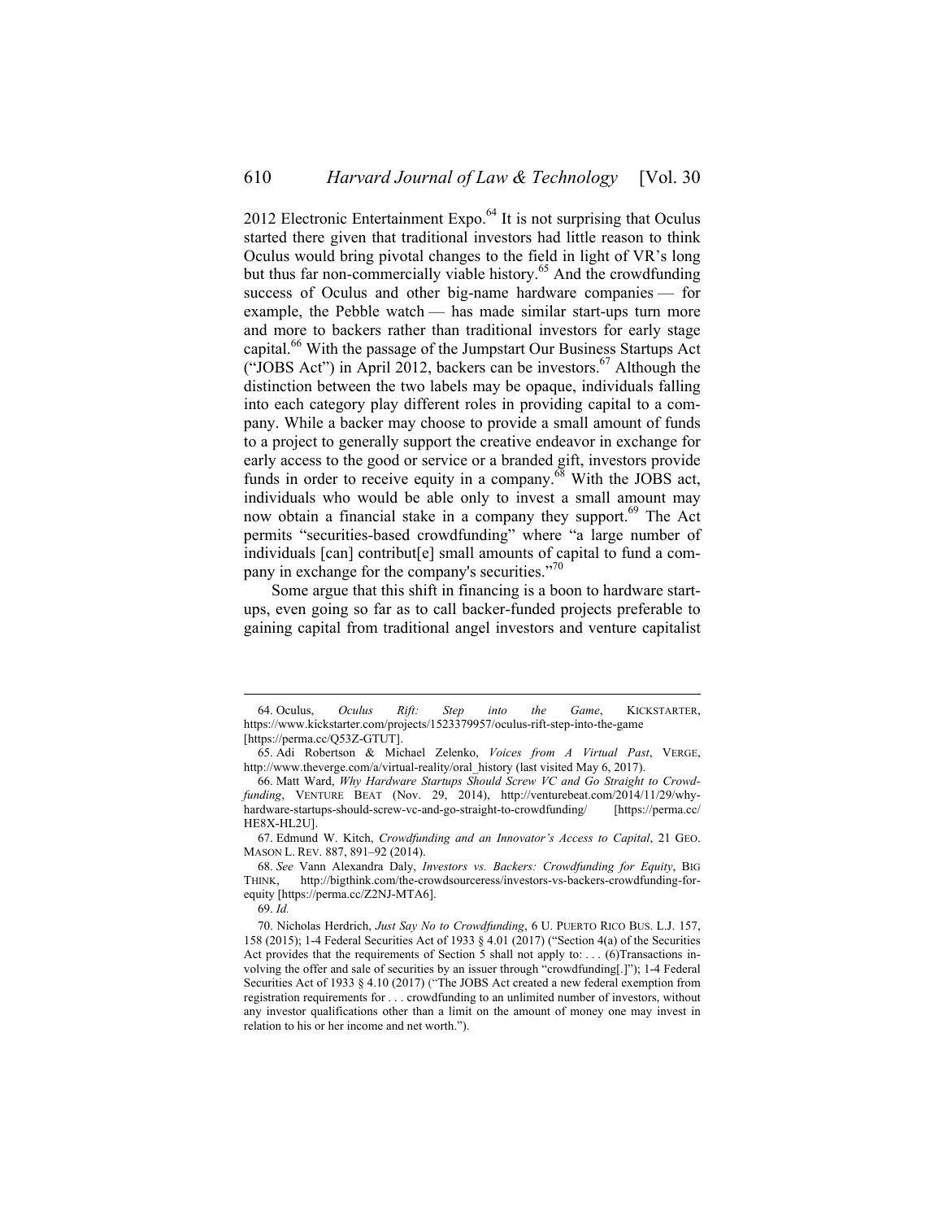2012 Electronic Entertainment Expo.[64] It is not surprising that Oculus started there given that traditional investors had little reason to think Oculus would bring pivotal changes to the field in light of VR's long but thus far non-commercially viable history.[65] And the crowdfunding success of Oculus and other big-name hardware companies — for example, the Pebble watch — has made similar start-ups turn more and more to backers rather than traditional investors for early stage capital.[66] With the passage of the Jumpstart Our Business Startups Act ("JOBS Act") in April 2012, backers can be investors.[67] Although the distinction between the two labels may be opaque, individuals falling into each category play different roles in providing capital to a company. While a backer may choose to provide a small amount of funds to a project to generally support the creative endeavor in exchange for early access to the good or service or a branded gift, investors provide funds in order to receive equity in a company.[68] With the JOBS act, individuals who would be able only to invest a small amount may now obtain a financial stake in a company they support.[69] The Act permits "securities-based crowdfunding" where "a large number of individuals [can] contribut[e] small amounts of capital to fund a company in exchange for the company's securities."[70]

Some argue that this shift in financing is a boon to hardware start-ups, even going so far as to call backer-funded projects preferable to gaining capital from traditional angel investors and venture capitalist

---

64. Oculus, *Oculus Rift: Step into the Game*, KICKSTARTER, https://www.kickstarter.com/projects/1523379957/oculus-rift-step-into-the-game [https://perma.cc/Q53Z-GTUT].

65. Adi Robertson & Michael Zelenko, *Voices from A Virtual Past*, VERGE, http://www.theverge.com/a/virtual-reality/oral_history (last visited May 6, 2017).

66. Matt Ward, *Why Hardware Startups Should Screw VC and Go Straight to Crowdfunding*, VENTURE BEAT (Nov. 29, 2014), http://venturebeat.com/2014/11/29/why-hardware-startups-should-screw-vc-and-go-straight-to-crowdfunding/ [https://perma.cc/HE8X-HL2U].

67. Edmund W. Kitch, *Crowdfunding and an Innovator's Access to Capital*, 21 GEO. MASON L. REV. 887, 891–92 (2014).

68. *See* Vann Alexandra Daly, *Investors vs. Backers: Crowdfunding for Equity*, BIG THINK, http://bigthink.com/the-crowdsourceress/investors-vs-backers-crowdfunding-for-equity [https://perma.cc/Z2NJ-MTA6].

69. *Id.*

70. Nicholas Herdrich, *Just Say No to Crowdfunding*, 6 U. PUERTO RICO BUS. L.J. 157, 158 (2015); 1-4 Federal Securities Act of 1933 § 4.01 (2017) ("Section 4(a) of the Securities Act provides that the requirements of Section 5 shall not apply to: . . . (6)Transactions involving the offer and sale of securities by an issuer through "crowdfunding[.]"); 1-4 Federal Securities Act of 1933 § 4.10 (2017) ("The JOBS Act created a new federal exemption from registration requirements for . . . crowdfunding to an unlimited number of investors, without any investor qualifications other than a limit on the amount of money one may invest in relation to his or her income and net worth.").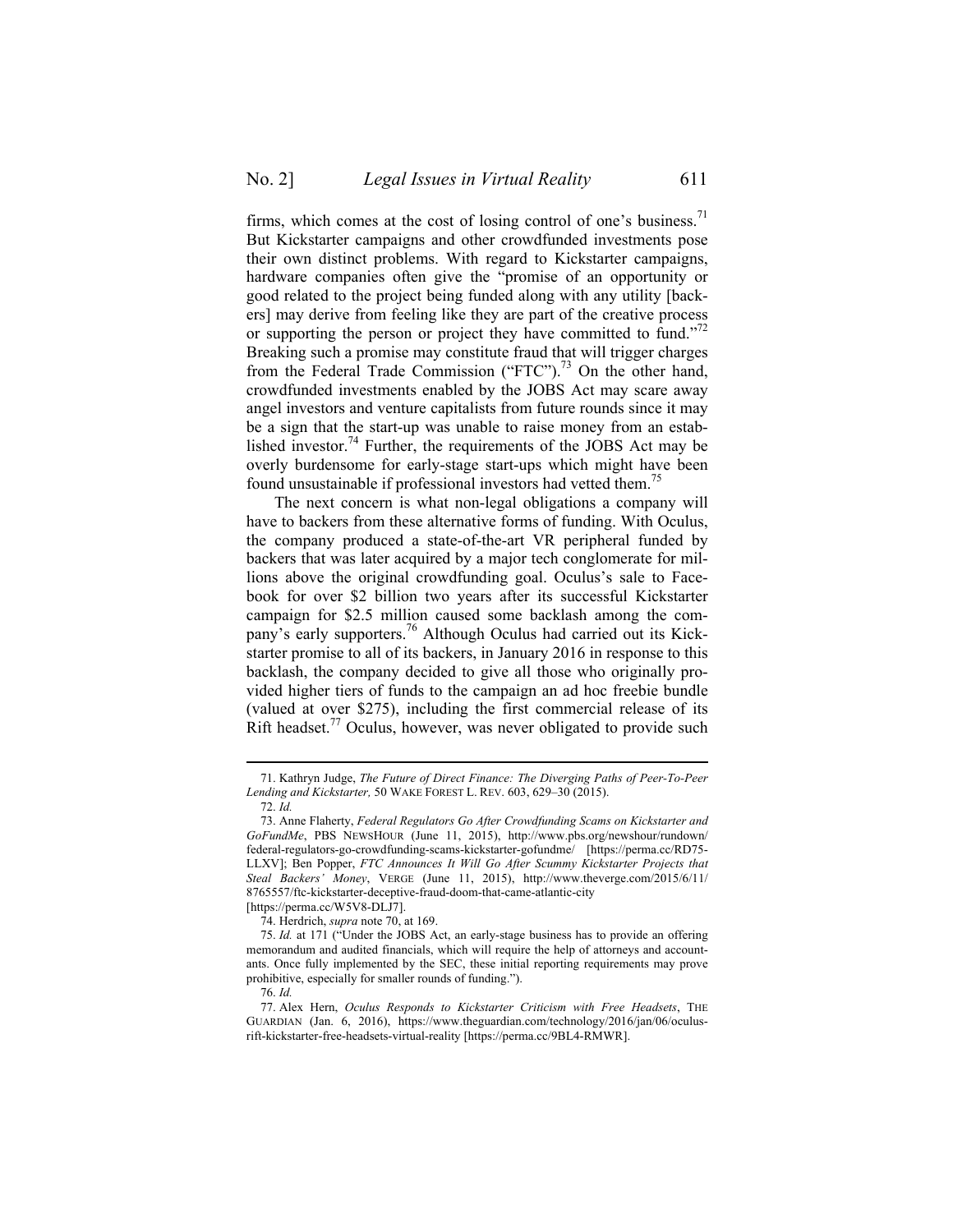firms, which comes at the cost of losing control of one's business.[71] But Kickstarter campaigns and other crowdfunded investments pose their own distinct problems. With regard to Kickstarter campaigns, hardware companies often give the "promise of an opportunity or good related to the project being funded along with any utility [backers] may derive from feeling like they are part of the creative process or supporting the person or project they have committed to fund."[72] Breaking such a promise may constitute fraud that will trigger charges from the Federal Trade Commission ("FTC").[73] On the other hand, crowdfunded investments enabled by the JOBS Act may scare away angel investors and venture capitalists from future rounds since it may be a sign that the start-up was unable to raise money from an established investor.[74] Further, the requirements of the JOBS Act may be overly burdensome for early-stage start-ups which might have been found unsustainable if professional investors had vetted them.[75]

The next concern is what non-legal obligations a company will have to backers from these alternative forms of funding. With Oculus, the company produced a state-of-the-art VR peripheral funded by backers that was later acquired by a major tech conglomerate for millions above the original crowdfunding goal. Oculus's sale to Facebook for over $2 billion two years after its successful Kickstarter campaign for $2.5 million caused some backlash among the company's early supporters.[76] Although Oculus had carried out its Kickstarter promise to all of its backers, in January 2016 in response to this backlash, the company decided to give all those who originally provided higher tiers of funds to the campaign an ad hoc freebie bundle (valued at over $275), including the first commercial release of its Rift headset.[77] Oculus, however, was never obligated to provide such

---

71. Kathryn Judge, *The Future of Direct Finance: The Diverging Paths of Peer-To-Peer Lending and Kickstarter,* 50 WAKE FOREST L. REV. 603, 629–30 (2015).

72. *Id.*

73. Anne Flaherty, *Federal Regulators Go After Crowdfunding Scams on Kickstarter and GoFundMe*, PBS NEWSHOUR (June 11, 2015), http://www.pbs.org/newshour/rundown/federal-regulators-go-crowdfunding-scams-kickstarter-gofundme/ [https://perma.cc/RD75-LLXV]; Ben Popper, *FTC Announces It Will Go After Scummy Kickstarter Projects that Steal Backers' Money*, VERGE (June 11, 2015), http://www.theverge.com/2015/6/11/8765557/ftc-kickstarter-deceptive-fraud-doom-that-came-atlantic-city [https://perma.cc/W5V8-DLJ7].

74. Herdrich, *supra* note 70, at 169.

75. *Id.* at 171 ("Under the JOBS Act, an early-stage business has to provide an offering memorandum and audited financials, which will require the help of attorneys and accountants. Once fully implemented by the SEC, these initial reporting requirements may prove prohibitive, especially for smaller rounds of funding.").

76. *Id.*

77. Alex Hern, *Oculus Responds to Kickstarter Criticism with Free Headsets*, THE GUARDIAN (Jan. 6, 2016), https://www.theguardian.com/technology/2016/jan/06/oculus-rift-kickstarter-free-headsets-virtual-reality [https://perma.cc/9BL4-RMWR].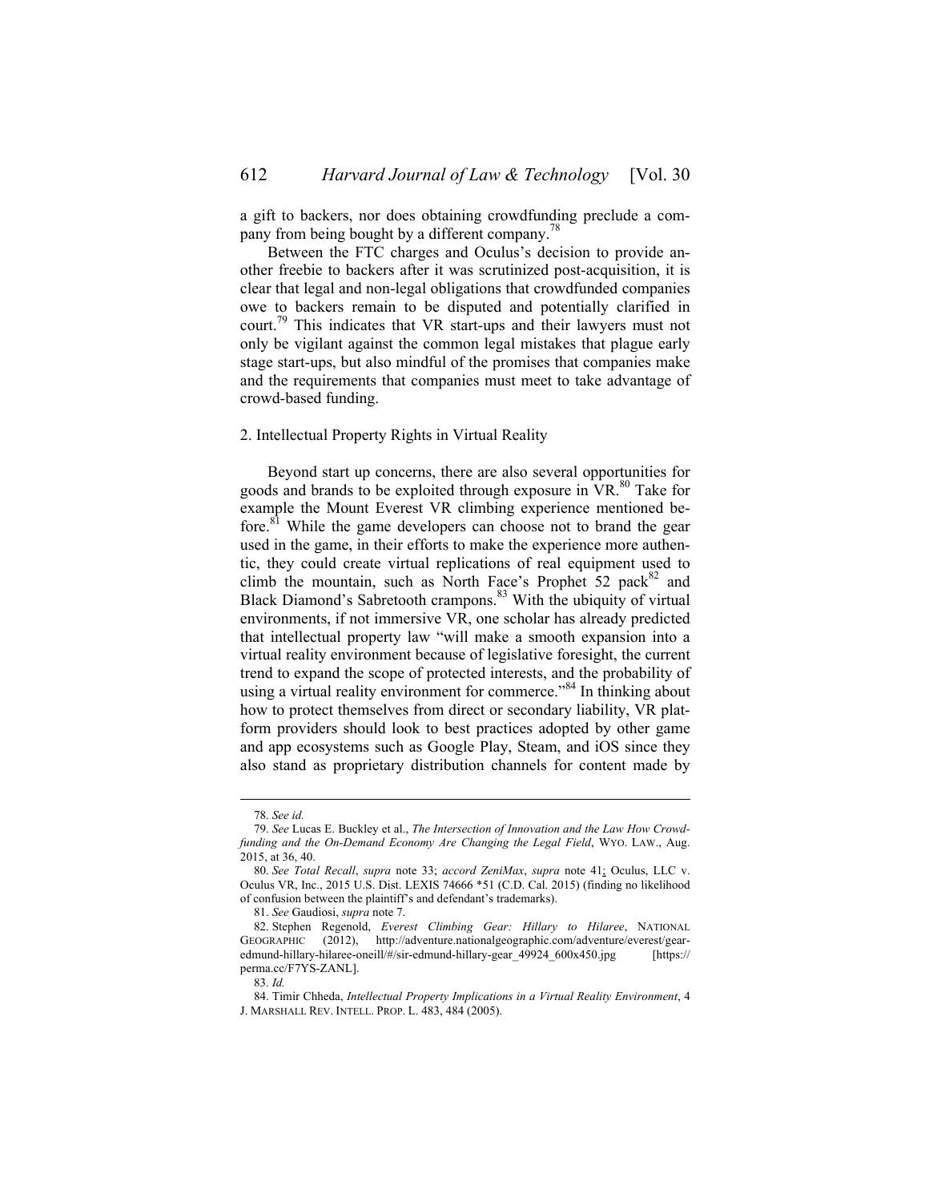a gift to backers, nor does obtaining crowdfunding preclude a company from being bought by a different company.[78]

Between the FTC charges and Oculus's decision to provide another freebie to backers after it was scrutinized post-acquisition, it is clear that legal and non-legal obligations that crowdfunded companies owe to backers remain to be disputed and potentially clarified in court.[79] This indicates that VR start-ups and their lawyers must not only be vigilant against the common legal mistakes that plague early stage start-ups, but also mindful of the promises that companies make and the requirements that companies must meet to take advantage of crowd-based funding.

### 2. Intellectual Property Rights in Virtual Reality

Beyond start up concerns, there are also several opportunities for goods and brands to be exploited through exposure in VR.[80] Take for example the Mount Everest VR climbing experience mentioned before.[81] While the game developers can choose not to brand the gear used in the game, in their efforts to make the experience more authentic, they could create virtual replications of real equipment used to climb the mountain, such as North Face's Prophet 52 pack[82] and Black Diamond's Sabretooth crampons.[83] With the ubiquity of virtual environments, if not immersive VR, one scholar has already predicted that intellectual property law "will make a smooth expansion into a virtual reality environment because of legislative foresight, the current trend to expand the scope of protected interests, and the probability of using a virtual reality environment for commerce."[84] In thinking about how to protect themselves from direct or secondary liability, VR platform providers should look to best practices adopted by other game and app ecosystems such as Google Play, Steam, and iOS since they also stand as proprietary distribution channels for content made by

---

78. *See id.*

79. *See* Lucas E. Buckley et al., *The Intersection of Innovation and the Law How Crowdfunding and the On-Demand Economy Are Changing the Legal Field*, WYO. LAW., Aug. 2015, at 36, 40.

80. *See Total Recall*, *supra* note 33; *accord ZeniMax*, *supra* note 41; Oculus, LLC v. Oculus VR, Inc., 2015 U.S. Dist. LEXIS 74666 *51 (C.D. Cal. 2015) (finding no likelihood of confusion between the plaintiff's and defendant's trademarks).

81. *See* Gaudiosi, *supra* note 7.

82. Stephen Regenold, *Everest Climbing Gear: Hillary to Hilaree*, NATIONAL GEOGRAPHIC (2012), http://adventure.nationalgeographic.com/adventure/everest/gear-edmund-hillary-hilaree-oneill/#/sir-edmund-hillary-gear_49924_600x450.jpg [https://perma.cc/F7YS-ZANL].

83. *Id.*

84. Timir Chheda, *Intellectual Property Implications in a Virtual Reality Environment*, 4 J. MARSHALL REV. INTELL. PROP. L. 483, 484 (2005).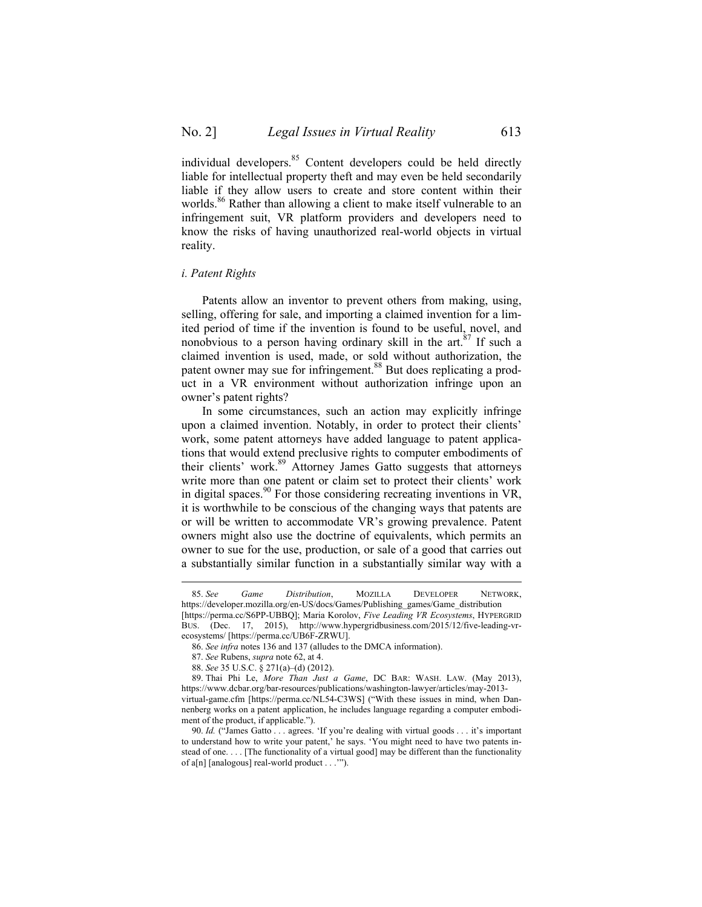individual developers.[85] Content developers could be held directly liable for intellectual property theft and may even be held secondarily liable if they allow users to create and store content within their worlds.[86] Rather than allowing a client to make itself vulnerable to an infringement suit, VR platform providers and developers need to know the risks of having unauthorized real-world objects in virtual reality.

### *i. Patent Rights*

Patents allow an inventor to prevent others from making, using, selling, offering for sale, and importing a claimed invention for a limited period of time if the invention is found to be useful, novel, and nonobvious to a person having ordinary skill in the art.[87] If such a claimed invention is used, made, or sold without authorization, the patent owner may sue for infringement.[88] But does replicating a product in a VR environment without authorization infringe upon an owner's patent rights?

In some circumstances, such an action may explicitly infringe upon a claimed invention. Notably, in order to protect their clients' work, some patent attorneys have added language to patent applications that would extend preclusive rights to computer embodiments of their clients' work.[89] Attorney James Gatto suggests that attorneys write more than one patent or claim set to protect their clients' work in digital spaces.[90] For those considering recreating inventions in VR, it is worthwhile to be conscious of the changing ways that patents are or will be written to accommodate VR's growing prevalence. Patent owners might also use the doctrine of equivalents, which permits an owner to sue for the use, production, or sale of a good that carries out a substantially similar function in a substantially similar way with a

---

85. *See* *Game Distribution*, MOZILLA DEVELOPER NETWORK, https://developer.mozilla.org/en-US/docs/Games/Publishing_games/Game_distribution [https://perma.cc/S6PP-UBBQ]; Maria Korolov, *Five Leading VR Ecosystems*, HYPERGRID BUS. (Dec. 17, 2015), http://www.hypergridbusiness.com/2015/12/five-leading-vr-ecosystems/ [https://perma.cc/UB6F-ZRWU].

86. *See infra* notes 136 and 137 (alludes to the DMCA information).

87. *See* Rubens, *supra* note 62, at 4.

88. *See* 35 U.S.C. § 271(a)–(d) (2012).

89. Thai Phi Le, *More Than Just a Game*, DC BAR: WASH. LAW. (May 2013), https://www.dcbar.org/bar-resources/publications/washington-lawyer/articles/may-2013-virtual-game.cfm [https://perma.cc/NL54-C3WS] ("With these issues in mind, when Dannenberg works on a patent application, he includes language regarding a computer embodiment of the product, if applicable.").

90. *Id.* ("James Gatto . . . agrees. 'If you're dealing with virtual goods . . . it's important to understand how to write your patent,' he says. 'You might need to have two patents instead of one. . . . [The functionality of a virtual good] may be different than the functionality of a[n] [analogous] real-world product . . .'").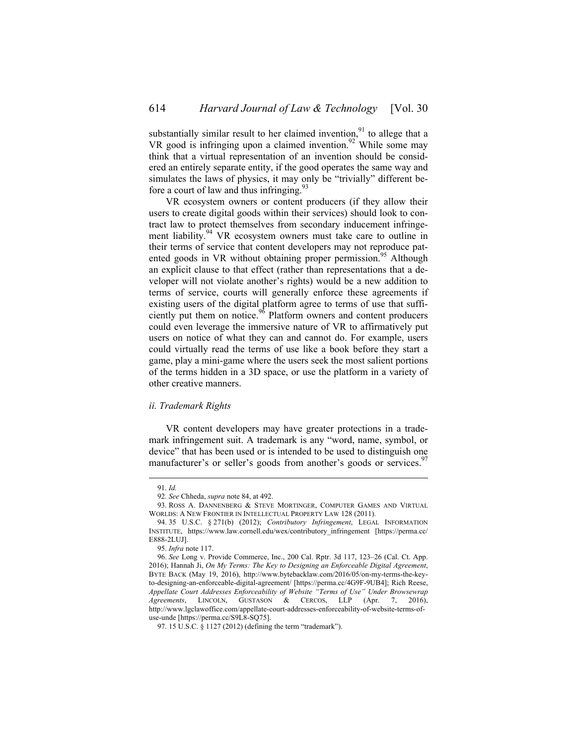substantially similar result to her claimed invention,[91] to allege that a VR good is infringing upon a claimed invention.[92] While some may think that a virtual representation of an invention should be considered an entirely separate entity, if the good operates the same way and simulates the laws of physics, it may only be "trivially" different before a court of law and thus infringing.[93]

VR ecosystem owners or content producers (if they allow their users to create digital goods within their services) should look to contract law to protect themselves from secondary inducement infringement liability.[94] VR ecosystem owners must take care to outline in their terms of service that content developers may not reproduce patented goods in VR without obtaining proper permission.[95] Although an explicit clause to that effect (rather than representations that a developer will not violate another's rights) would be a new addition to terms of service, courts will generally enforce these agreements if existing users of the digital platform agree to terms of use that sufficiently put them on notice.[96] Platform owners and content producers could even leverage the immersive nature of VR to affirmatively put users on notice of what they can and cannot do. For example, users could virtually read the terms of use like a book before they start a game, play a mini-game where the users seek the most salient portions of the terms hidden in a 3D space, or use the platform in a variety of other creative manners.

*ii. Trademark Rights*

VR content developers may have greater protections in a trademark infringement suit. A trademark is any "word, name, symbol, or device" that has been used or is intended to be used to distinguish one manufacturer's or seller's goods from another's goods or services.[97]

---

91. *Id.*

92. *See* Chheda, *supra* note 84, at 492.

93. ROSS A. DANNENBERG & STEVE MORTINGER, COMPUTER GAMES AND VIRTUAL WORLDS: A NEW FRONTIER IN INTELLECTUAL PROPERTY LAW 128 (2011).

94. 35 U.S.C. § 271(b) (2012); *Contributory Infringement*, LEGAL INFORMATION INSTITUTE, https://www.law.cornell.edu/wex/contributory_infringement [https://perma.cc/E888-2LUJ].

95. *Infra* note 117.

96. *See* Long v. Provide Commerce, Inc., 200 Cal. Rptr. 3d 117, 123–26 (Cal. Ct. App. 2016); Hannah Ji, *On My Terms: The Key to Designing an Enforceable Digital Agreement*, BYTE BACK (May 19, 2016), http://www.bytebacklaw.com/2016/05/on-my-terms-the-key-to-designing-an-enforceable-digital-agreement/ [https://perma.cc/4G9F-9UB4]; Rich Reese, *Appellate Court Addresses Enforceability of Website "Terms of Use" Under Browsewrap Agreements*, LINCOLN, GUSTASON & CERCOS, LLP (Apr. 7, 2016), http://www.lgclawoffice.com/appellate-court-addresses-enforceability-of-website-terms-of-use-unde [https://perma.cc/S9L8-SQ75].

97. 15 U.S.C. § 1127 (2012) (defining the term "trademark").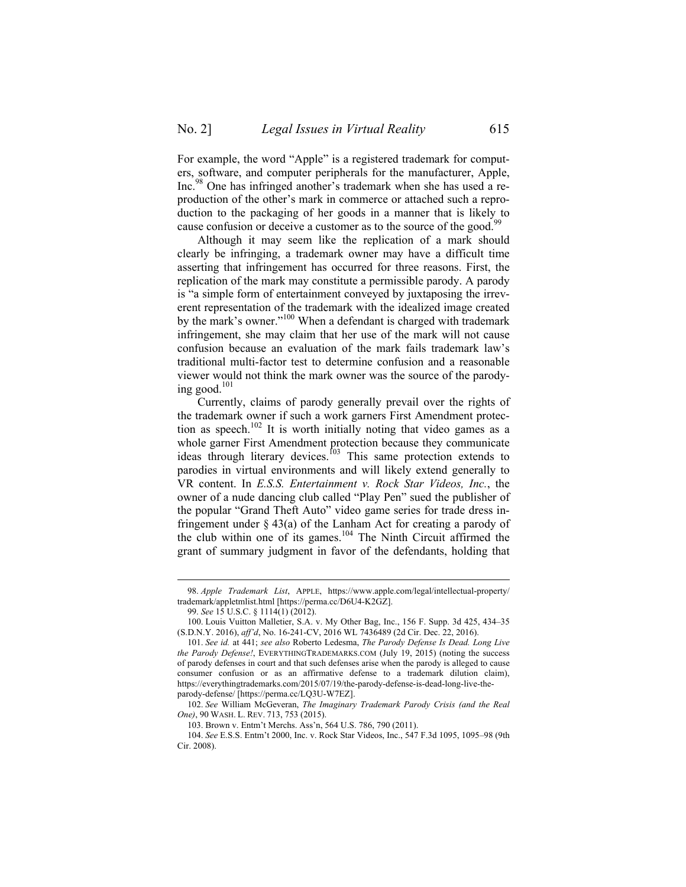For example, the word "Apple" is a registered trademark for computers, software, and computer peripherals for the manufacturer, Apple, Inc.[98] One has infringed another's trademark when she has used a reproduction of the other's mark in commerce or attached such a reproduction to the packaging of her goods in a manner that is likely to cause confusion or deceive a customer as to the source of the good.[99]

Although it may seem like the replication of a mark should clearly be infringing, a trademark owner may have a difficult time asserting that infringement has occurred for three reasons. First, the replication of the mark may constitute a permissible parody. A parody is "a simple form of entertainment conveyed by juxtaposing the irreverent representation of the trademark with the idealized image created by the mark's owner."[100] When a defendant is charged with trademark infringement, she may claim that her use of the mark will not cause confusion because an evaluation of the mark fails trademark law's traditional multi-factor test to determine confusion and a reasonable viewer would not think the mark owner was the source of the parodying good.[101]

Currently, claims of parody generally prevail over the rights of the trademark owner if such a work garners First Amendment protection as speech.[102] It is worth initially noting that video games as a whole garner First Amendment protection because they communicate ideas through literary devices.[103] This same protection extends to parodies in virtual environments and will likely extend generally to VR content. In *E.S.S. Entertainment v. Rock Star Videos, Inc.*, the owner of a nude dancing club called "Play Pen" sued the publisher of the popular "Grand Theft Auto" video game series for trade dress infringement under § 43(a) of the Lanham Act for creating a parody of the club within one of its games.[104] The Ninth Circuit affirmed the grant of summary judgment in favor of the defendants, holding that

---

98. *Apple Trademark List*, APPLE, https://www.apple.com/legal/intellectual-property/trademark/appletmlist.html [https://perma.cc/D6U4-K2GZ].

99. *See* 15 U.S.C. § 1114(1) (2012).

100. Louis Vuitton Malletier, S.A. v. My Other Bag, Inc., 156 F. Supp. 3d 425, 434–35 (S.D.N.Y. 2016), *aff'd*, No. 16-241-CV, 2016 WL 7436489 (2d Cir. Dec. 22, 2016).

101. *See id.* at 441; *see also* Roberto Ledesma, *The Parody Defense Is Dead. Long Live the Parody Defense!*, EVERYTHINGTRADEMARKS.COM (July 19, 2015) (noting the success of parody defenses in court and that such defenses arise when the parody is alleged to cause consumer confusion or as an affirmative defense to a trademark dilution claim), https://everythingtrademarks.com/2015/07/19/the-parody-defense-is-dead-long-live-the-parody-defense/ [https://perma.cc/LQ3U-W7EZ].

102. *See* William McGeveran, *The Imaginary Trademark Parody Crisis (and the Real One)*, 90 WASH. L. REV. 713, 753 (2015).

103. Brown v. Entm't Merchs. Ass'n, 564 U.S. 786, 790 (2011).

104. *See* E.S.S. Entm't 2000, Inc. v. Rock Star Videos, Inc., 547 F.3d 1095, 1095–98 (9th Cir. 2008).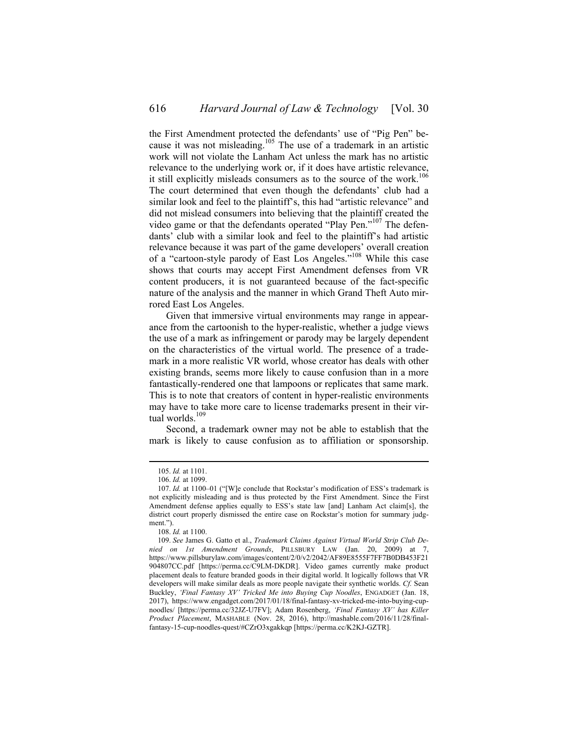the First Amendment protected the defendants' use of "Pig Pen" because it was not misleading.[105] The use of a trademark in an artistic work will not violate the Lanham Act unless the mark has no artistic relevance to the underlying work or, if it does have artistic relevance, it still explicitly misleads consumers as to the source of the work.[106] The court determined that even though the defendants' club had a similar look and feel to the plaintiff's, this had "artistic relevance" and did not mislead consumers into believing that the plaintiff created the video game or that the defendants operated "Play Pen."[107] The defendants' club with a similar look and feel to the plaintiff's had artistic relevance because it was part of the game developers' overall creation of a "cartoon-style parody of East Los Angeles."[108] While this case shows that courts may accept First Amendment defenses from VR content producers, it is not guaranteed because of the fact-specific nature of the analysis and the manner in which Grand Theft Auto mirrored East Los Angeles.

Given that immersive virtual environments may range in appearance from the cartoonish to the hyper-realistic, whether a judge views the use of a mark as infringement or parody may be largely dependent on the characteristics of the virtual world. The presence of a trademark in a more realistic VR world, whose creator has deals with other existing brands, seems more likely to cause confusion than in a more fantastically-rendered one that lampoons or replicates that same mark. This is to note that creators of content in hyper-realistic environments may have to take more care to license trademarks present in their virtual worlds.[109]

Second, a trademark owner may not be able to establish that the mark is likely to cause confusion as to affiliation or sponsorship.

---

105. *Id.* at 1101.

106. *Id.* at 1099.

107. *Id.* at 1100–01 ("[W]e conclude that Rockstar's modification of ESS's trademark is not explicitly misleading and is thus protected by the First Amendment. Since the First Amendment defense applies equally to ESS's state law [and] Lanham Act claim[s], the district court properly dismissed the entire case on Rockstar's motion for summary judgment.").

108. *Id.* at 1100.

109. *See* James G. Gatto et al., *Trademark Claims Against Virtual World Strip Club Denied on 1st Amendment Grounds*, PILLSBURY LAW (Jan. 20, 2009) at 7, https://www.pillsburylaw.com/images/content/2/0/v2/2042/AF89E8555F7FF7B0DB453F21904807CC.pdf [https://perma.cc/C9LM-DKDR]. Video games currently make product placement deals to feature branded goods in their digital world. It logically follows that VR developers will make similar deals as more people navigate their synthetic worlds. *Cf.* Sean Buckley, *'Final Fantasy XV' Tricked Me into Buying Cup Noodles*, ENGADGET (Jan. 18, 2017), https://www.engadget.com/2017/01/18/final-fantasy-xv-tricked-me-into-buying-cup-noodles/ [https://perma.cc/32JZ-U7FV]; Adam Rosenberg, *'Final Fantasy XV' has Killer Product Placement*, MASHABLE (Nov. 28, 2016), http://mashable.com/2016/11/28/final-fantasy-15-cup-noodles-quest/#CZrO3xgakkqp [https://perma.cc/K2KJ-GZTR].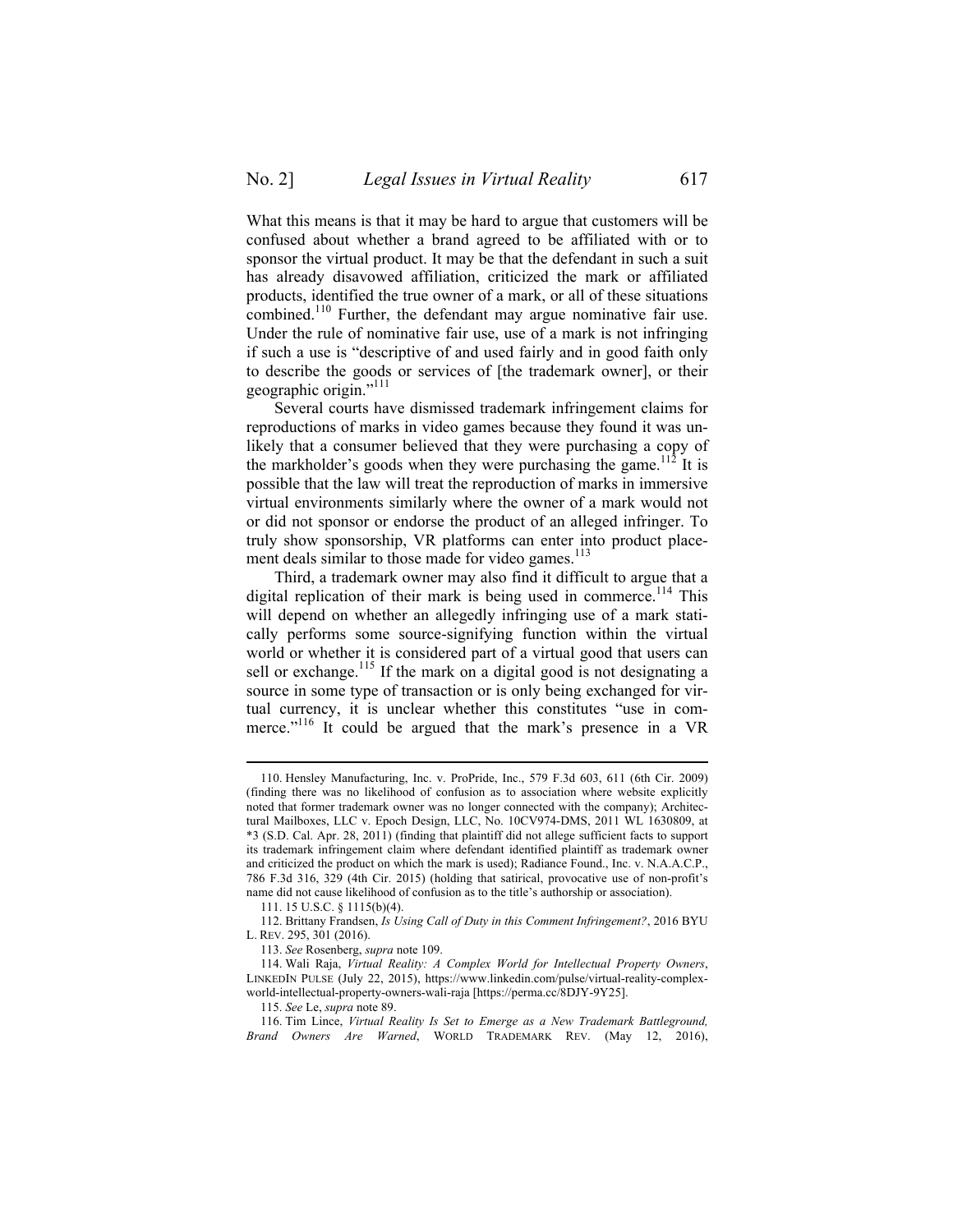What this means is that it may be hard to argue that customers will be confused about whether a brand agreed to be affiliated with or to sponsor the virtual product. It may be that the defendant in such a suit has already disavowed affiliation, criticized the mark or affiliated products, identified the true owner of a mark, or all of these situations combined.[110] Further, the defendant may argue nominative fair use. Under the rule of nominative fair use, use of a mark is not infringing if such a use is "descriptive of and used fairly and in good faith only to describe the goods or services of [the trademark owner], or their geographic origin."[111]

Several courts have dismissed trademark infringement claims for reproductions of marks in video games because they found it was unlikely that a consumer believed that they were purchasing a copy of the markholder's goods when they were purchasing the game.[112] It is possible that the law will treat the reproduction of marks in immersive virtual environments similarly where the owner of a mark would not or did not sponsor or endorse the product of an alleged infringer. To truly show sponsorship, VR platforms can enter into product placement deals similar to those made for video games.[113]

Third, a trademark owner may also find it difficult to argue that a digital replication of their mark is being used in commerce.[114] This will depend on whether an allegedly infringing use of a mark statically performs some source-signifying function within the virtual world or whether it is considered part of a virtual good that users can sell or exchange.[115] If the mark on a digital good is not designating a source in some type of transaction or is only being exchanged for virtual currency, it is unclear whether this constitutes "use in commerce."[116] It could be argued that the mark's presence in a VR

---

110. Hensley Manufacturing, Inc. v. ProPride, Inc., 579 F.3d 603, 611 (6th Cir. 2009) (finding there was no likelihood of confusion as to association where website explicitly noted that former trademark owner was no longer connected with the company); Architectural Mailboxes, LLC v. Epoch Design, LLC, No. 10CV974-DMS, 2011 WL 1630809, at *3 (S.D. Cal. Apr. 28, 2011) (finding that plaintiff did not allege sufficient facts to support its trademark infringement claim where defendant identified plaintiff as trademark owner and criticized the product on which the mark is used); Radiance Found., Inc. v. N.A.A.C.P., 786 F.3d 316, 329 (4th Cir. 2015) (holding that satirical, provocative use of non-profit's name did not cause likelihood of confusion as to the title's authorship or association).

111. 15 U.S.C. § 1115(b)(4).

112. Brittany Frandsen, *Is Using Call of Duty in this Comment Infringement?*, 2016 BYU L. REV. 295, 301 (2016).

113. *See* Rosenberg, *supra* note 109.

114. Wali Raja, *Virtual Reality: A Complex World for Intellectual Property Owners*, LINKEDIN PULSE (July 22, 2015), https://www.linkedin.com/pulse/virtual-reality-complex-world-intellectual-property-owners-wali-raja [https://perma.cc/8DJY-9Y25].

115. *See* Le, *supra* note 89.

116. Tim Lince, *Virtual Reality Is Set to Emerge as a New Trademark Battleground, Brand Owners Are Warned*, WORLD TRADEMARK REV. (May 12, 2016),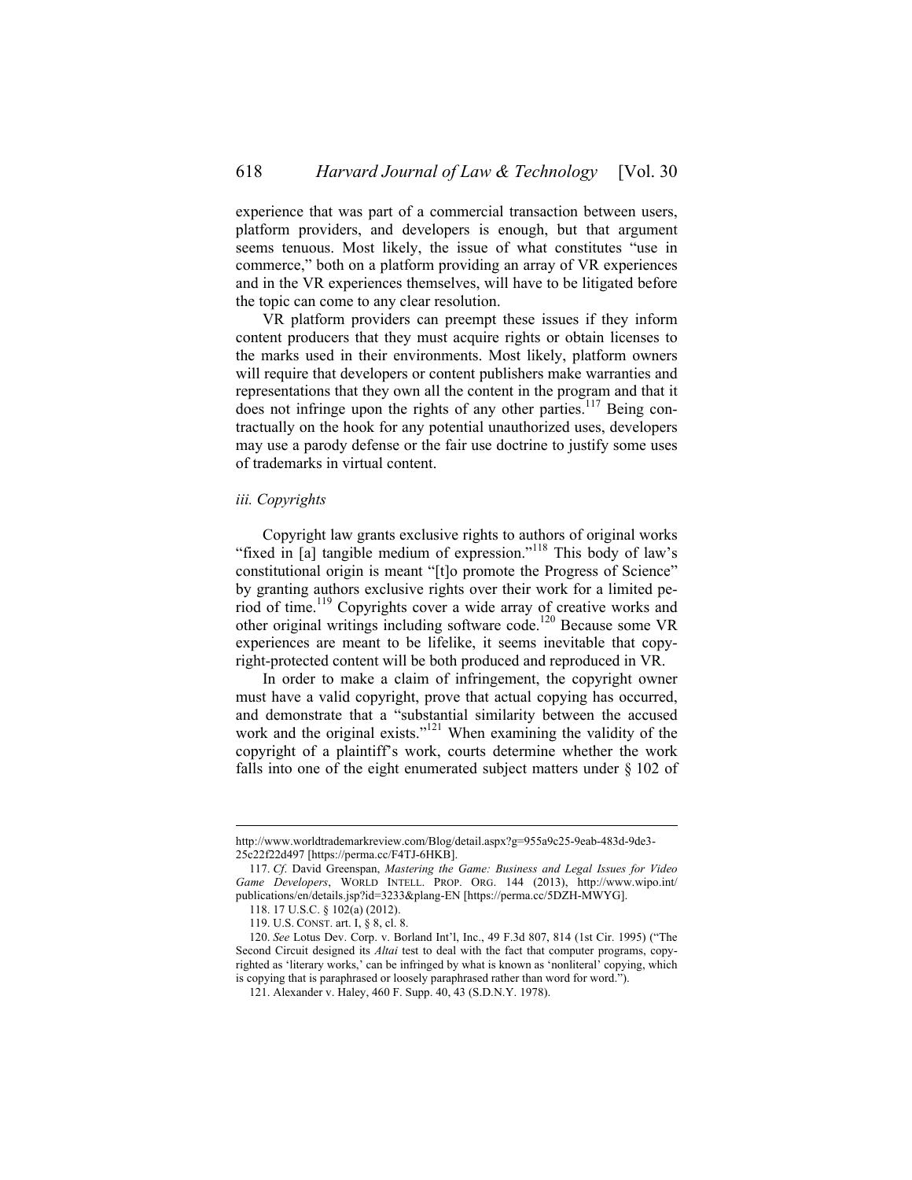experience that was part of a commercial transaction between users, platform providers, and developers is enough, but that argument seems tenuous. Most likely, the issue of what constitutes "use in commerce," both on a platform providing an array of VR experiences and in the VR experiences themselves, will have to be litigated before the topic can come to any clear resolution.

VR platform providers can preempt these issues if they inform content producers that they must acquire rights or obtain licenses to the marks used in their environments. Most likely, platform owners will require that developers or content publishers make warranties and representations that they own all the content in the program and that it does not infringe upon the rights of any other parties.[117] Being contractually on the hook for any potential unauthorized uses, developers may use a parody defense or the fair use doctrine to justify some uses of trademarks in virtual content.

*iii. Copyrights*

Copyright law grants exclusive rights to authors of original works "fixed in [a] tangible medium of expression."[118] This body of law's constitutional origin is meant "[t]o promote the Progress of Science" by granting authors exclusive rights over their work for a limited period of time.[119] Copyrights cover a wide array of creative works and other original writings including software code.[120] Because some VR experiences are meant to be lifelike, it seems inevitable that copyright-protected content will be both produced and reproduced in VR.

In order to make a claim of infringement, the copyright owner must have a valid copyright, prove that actual copying has occurred, and demonstrate that a "substantial similarity between the accused work and the original exists."[121] When examining the validity of the copyright of a plaintiff's work, courts determine whether the work falls into one of the eight enumerated subject matters under § 102 of

---

http://www.worldtrademarkreview.com/Blog/detail.aspx?g=955a9c25-9eab-483d-9de3-25c22f22d497 [https://perma.cc/F4TJ-6HKB].

117. *Cf.* David Greenspan, *Mastering the Game: Business and Legal Issues for Video Game Developers*, WORLD INTELL. PROP. ORG. 144 (2013), http://www.wipo.int/publications/en/details.jsp?id=3233&plang-EN [https://perma.cc/5DZH-MWYG].

118. 17 U.S.C. § 102(a) (2012).

119. U.S. CONST. art. I, § 8, cl. 8.

120. *See* Lotus Dev. Corp. v. Borland Int'l, Inc., 49 F.3d 807, 814 (1st Cir. 1995) ("The Second Circuit designed its *Altai* test to deal with the fact that computer programs, copyrighted as 'literary works,' can be infringed by what is known as 'nonliteral' copying, which is copying that is paraphrased or loosely paraphrased rather than word for word.").

121. Alexander v. Haley, 460 F. Supp. 40, 43 (S.D.N.Y. 1978).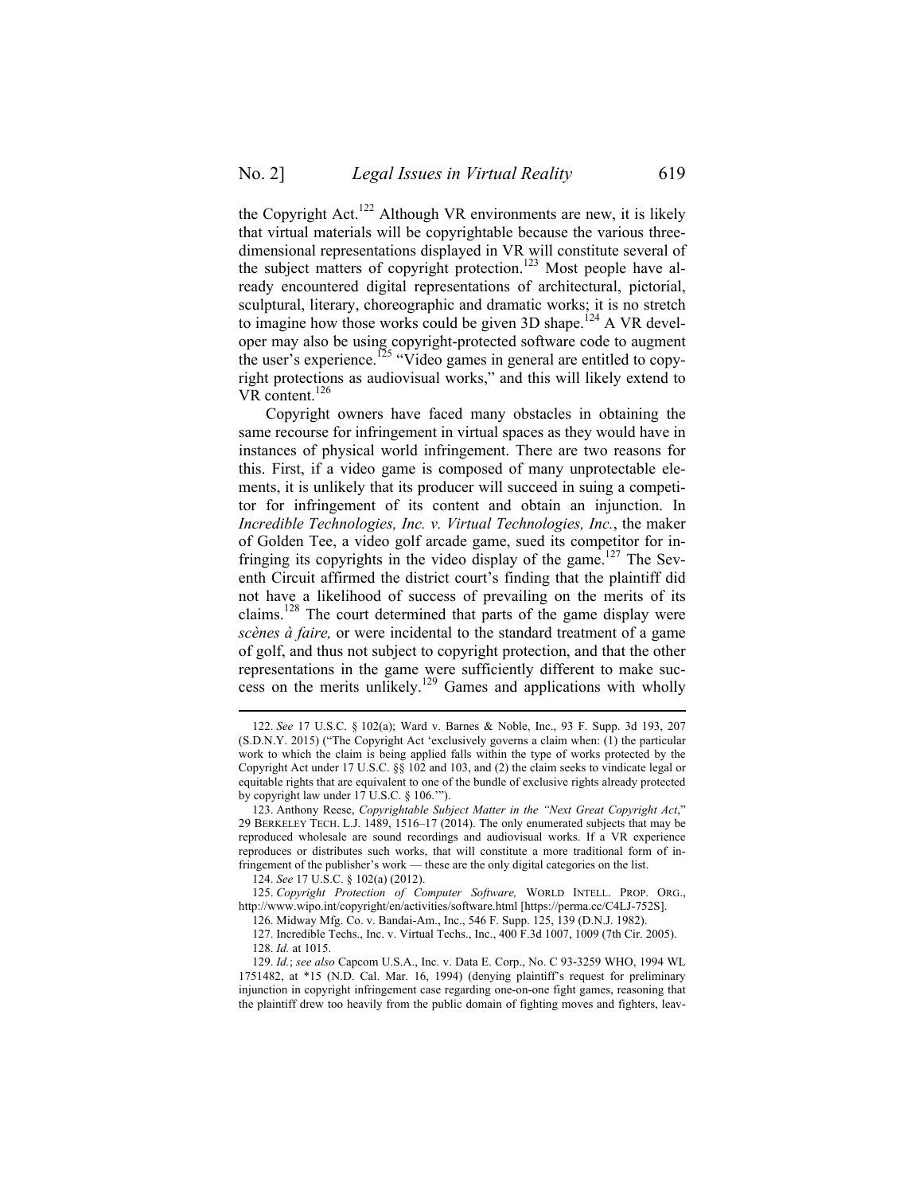the Copyright Act.[122] Although VR environments are new, it is likely that virtual materials will be copyrightable because the various three-dimensional representations displayed in VR will constitute several of the subject matters of copyright protection.[123] Most people have already encountered digital representations of architectural, pictorial, sculptural, literary, choreographic and dramatic works; it is no stretch to imagine how those works could be given 3D shape.[124] A VR developer may also be using copyright-protected software code to augment the user's experience.[125] "Video games in general are entitled to copyright protections as audiovisual works," and this will likely extend to VR content.[126]

Copyright owners have faced many obstacles in obtaining the same recourse for infringement in virtual spaces as they would have in instances of physical world infringement. There are two reasons for this. First, if a video game is composed of many unprotectable elements, it is unlikely that its producer will succeed in suing a competitor for infringement of its content and obtain an injunction. In *Incredible Technologies, Inc. v. Virtual Technologies, Inc.*, the maker of Golden Tee, a video golf arcade game, sued its competitor for infringing its copyrights in the video display of the game.[127] The Seventh Circuit affirmed the district court's finding that the plaintiff did not have a likelihood of success of prevailing on the merits of its claims.[128] The court determined that parts of the game display were *scènes à faire,* or were incidental to the standard treatment of a game of golf, and thus not subject to copyright protection, and that the other representations in the game were sufficiently different to make success on the merits unlikely.[129] Games and applications with wholly

---

122. *See* 17 U.S.C. § 102(a); Ward v. Barnes & Noble, Inc., 93 F. Supp. 3d 193, 207 (S.D.N.Y. 2015) ("The Copyright Act 'exclusively governs a claim when: (1) the particular work to which the claim is being applied falls within the type of works protected by the Copyright Act under 17 U.S.C. §§ 102 and 103, and (2) the claim seeks to vindicate legal or equitable rights that are equivalent to one of the bundle of exclusive rights already protected by copyright law under 17 U.S.C. § 106.'").

123. Anthony Reese, *Copyrightable Subject Matter in the "Next Great Copyright Act*," 29 BERKELEY TECH. L.J. 1489, 1516–17 (2014). The only enumerated subjects that may be reproduced wholesale are sound recordings and audiovisual works. If a VR experience reproduces or distributes such works, that will constitute a more traditional form of infringement of the publisher's work — these are the only digital categories on the list.

124. *See* 17 U.S.C. § 102(a) (2012).

125. *Copyright Protection of Computer Software,* WORLD INTELL. PROP. ORG., http://www.wipo.int/copyright/en/activities/software.html [https://perma.cc/C4LJ-752S].

126. Midway Mfg. Co. v. Bandai-Am., Inc., 546 F. Supp. 125, 139 (D.N.J. 1982).

127. Incredible Techs., Inc. v. Virtual Techs., Inc., 400 F.3d 1007, 1009 (7th Cir. 2005).

128. *Id.* at 1015.

129. *Id.*; *see also* Capcom U.S.A., Inc. v. Data E. Corp., No. C 93-3259 WHO, 1994 WL 1751482, at *15 (N.D. Cal. Mar. 16, 1994) (denying plaintiff's request for preliminary injunction in copyright infringement case regarding one-on-one fight games, reasoning that the plaintiff drew too heavily from the public domain of fighting moves and fighters, leav-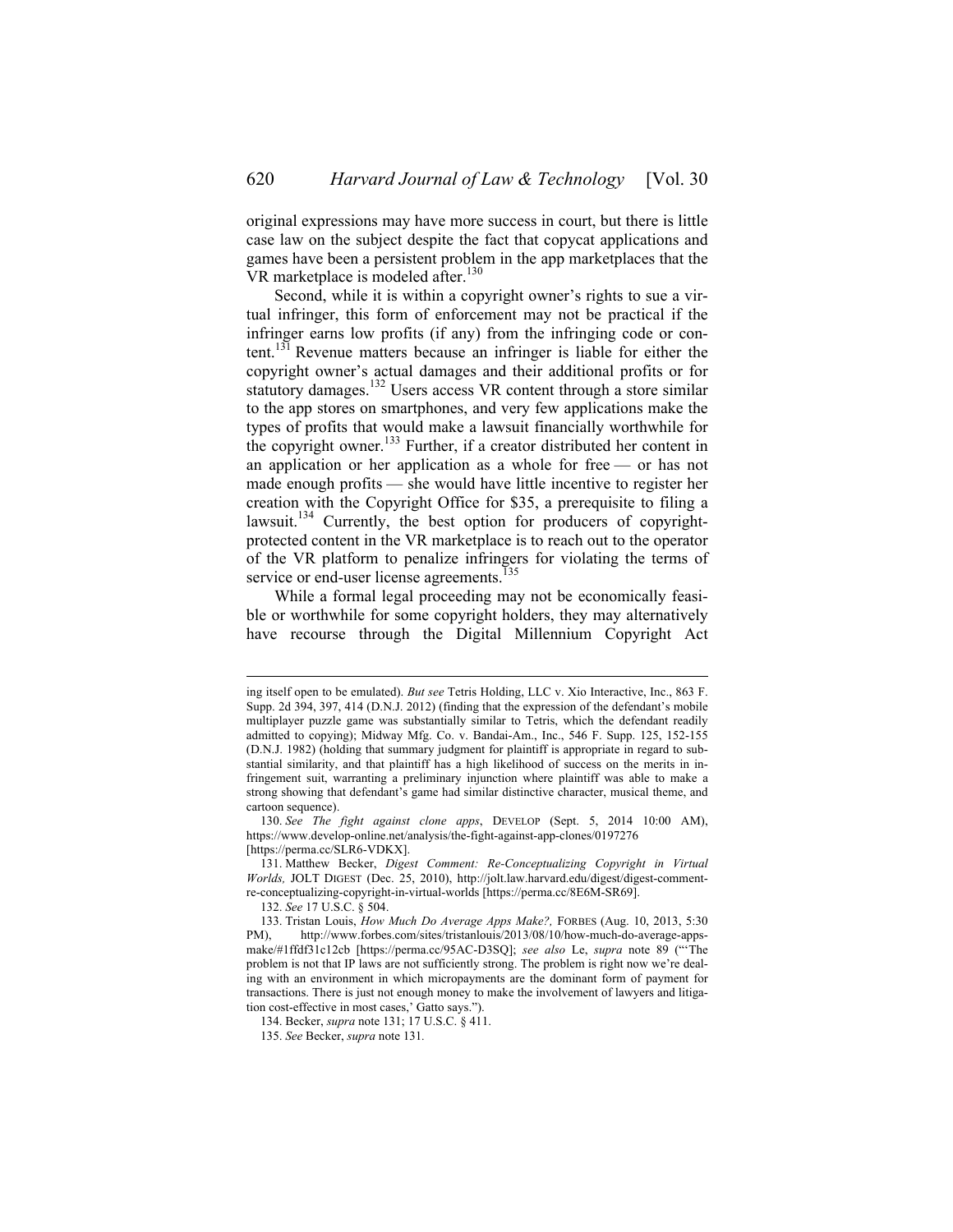original expressions may have more success in court, but there is little case law on the subject despite the fact that copycat applications and games have been a persistent problem in the app marketplaces that the VR marketplace is modeled after.[130]

Second, while it is within a copyright owner's rights to sue a virtual infringer, this form of enforcement may not be practical if the infringer earns low profits (if any) from the infringing code or content.[131] Revenue matters because an infringer is liable for either the copyright owner's actual damages and their additional profits or for statutory damages.[132] Users access VR content through a store similar to the app stores on smartphones, and very few applications make the types of profits that would make a lawsuit financially worthwhile for the copyright owner.[133] Further, if a creator distributed her content in an application or her application as a whole for free — or has not made enough profits — she would have little incentive to register her creation with the Copyright Office for $35, a prerequisite to filing a lawsuit.[134] Currently, the best option for producers of copyright-protected content in the VR marketplace is to reach out to the operator of the VR platform to penalize infringers for violating the terms of service or end-user license agreements.[135]

While a formal legal proceeding may not be economically feasible or worthwhile for some copyright holders, they may alternatively have recourse through the Digital Millennium Copyright Act

---

ing itself open to be emulated). *But see* Tetris Holding, LLC v. Xio Interactive, Inc., 863 F. Supp. 2d 394, 397, 414 (D.N.J. 2012) (finding that the expression of the defendant's mobile multiplayer puzzle game was substantially similar to Tetris, which the defendant readily admitted to copying); Midway Mfg. Co. v. Bandai-Am., Inc., 546 F. Supp. 125, 152-155 (D.N.J. 1982) (holding that summary judgment for plaintiff is appropriate in regard to substantial similarity, and that plaintiff has a high likelihood of success on the merits in infringement suit, warranting a preliminary injunction where plaintiff was able to make a strong showing that defendant's game had similar distinctive character, musical theme, and cartoon sequence).

130. *See The fight against clone apps*, DEVELOP (Sept. 5, 2014 10:00 AM), https://www.develop-online.net/analysis/the-fight-against-app-clones/0197276 [https://perma.cc/SLR6-VDKX].

131. Matthew Becker, *Digest Comment: Re-Conceptualizing Copyright in Virtual Worlds,* JOLT DIGEST (Dec. 25, 2010), http://jolt.law.harvard.edu/digest/digest-comment-re-conceptualizing-copyright-in-virtual-worlds [https://perma.cc/8E6M-SR69].

132. *See* 17 U.S.C. § 504.

133. Tristan Louis, *How Much Do Average Apps Make?,* FORBES (Aug. 10, 2013, 5:30 PM), http://www.forbes.com/sites/tristanlouis/2013/08/10/how-much-do-average-apps-make/#1ffdf31c12cb [https://perma.cc/95AC-D3SQ]; *see also* Le, *supra* note 89 ("'The problem is not that IP laws are not sufficiently strong. The problem is right now we're dealing with an environment in which micropayments are the dominant form of payment for transactions. There is just not enough money to make the involvement of lawyers and litigation cost-effective in most cases,' Gatto says.").

134. Becker, *supra* note 131; 17 U.S.C. § 411.

135. *See* Becker, *supra* note 131.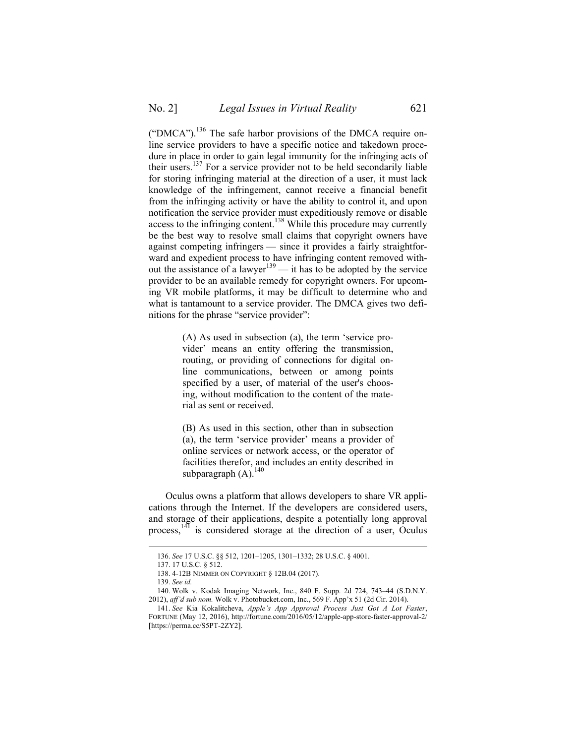("DMCA").[136] The safe harbor provisions of the DMCA require online service providers to have a specific notice and takedown procedure in place in order to gain legal immunity for the infringing acts of their users.[137] For a service provider not to be held secondarily liable for storing infringing material at the direction of a user, it must lack knowledge of the infringement, cannot receive a financial benefit from the infringing activity or have the ability to control it, and upon notification the service provider must expeditiously remove or disable access to the infringing content.[138] While this procedure may currently be the best way to resolve small claims that copyright owners have against competing infringers — since it provides a fairly straightforward and expedient process to have infringing content removed without the assistance of a lawyer[139] — it has to be adopted by the service provider to be an available remedy for copyright owners. For upcoming VR mobile platforms, it may be difficult to determine who and what is tantamount to a service provider. The DMCA gives two definitions for the phrase "service provider":

> (A) As used in subsection (a), the term 'service provider' means an entity offering the transmission, routing, or providing of connections for digital online communications, between or among points specified by a user, of material of the user's choosing, without modification to the content of the material as sent or received.
>
> (B) As used in this section, other than in subsection (a), the term 'service provider' means a provider of online services or network access, or the operator of facilities therefor, and includes an entity described in subparagraph (A).[140]

Oculus owns a platform that allows developers to share VR applications through the Internet. If the developers are considered users, and storage of their applications, despite a potentially long approval process,[141] is considered storage at the direction of a user, Oculus

---

136. *See* 17 U.S.C. §§ 512, 1201–1205, 1301–1332; 28 U.S.C. § 4001.

137. 17 U.S.C. § 512.

138. 4-12B NIMMER ON COPYRIGHT § 12B.04 (2017).

139. *See id.*

140. Wolk v. Kodak Imaging Network, Inc., 840 F. Supp. 2d 724, 743–44 (S.D.N.Y. 2012), *aff'd sub nom.* Wolk v. Photobucket.com, Inc., 569 F. App'x 51 (2d Cir. 2014).

141. *See* Kia Kokalitcheva, *Apple's App Approval Process Just Got A Lot Faster*, FORTUNE (May 12, 2016), http://fortune.com/2016/05/12/apple-app-store-faster-approval-2/ [https://perma.cc/S5PT-2ZY2].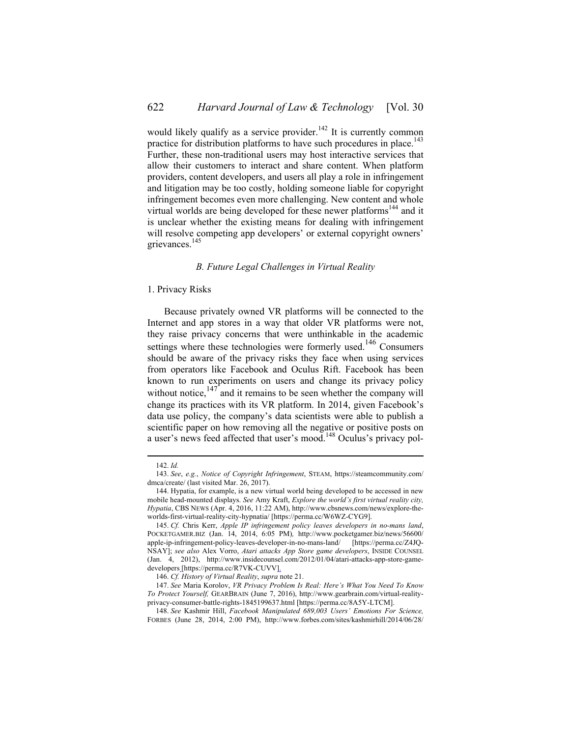would likely qualify as a service provider.[142] It is currently common practice for distribution platforms to have such procedures in place.[143] Further, these non-traditional users may host interactive services that allow their customers to interact and share content. When platform providers, content developers, and users all play a role in infringement and litigation may be too costly, holding someone liable for copyright infringement becomes even more challenging. New content and whole virtual worlds are being developed for these newer platforms[144] and it is unclear whether the existing means for dealing with infringement will resolve competing app developers' or external copyright owners' grievances.[145]

### *B. Future Legal Challenges in Virtual Reality*

#### 1. Privacy Risks

Because privately owned VR platforms will be connected to the Internet and app stores in a way that older VR platforms were not, they raise privacy concerns that were unthinkable in the academic settings where these technologies were formerly used.[146] Consumers should be aware of the privacy risks they face when using services from operators like Facebook and Oculus Rift. Facebook has been known to run experiments on users and change its privacy policy without notice,[147] and it remains to be seen whether the company will change its practices with its VR platform. In 2014, given Facebook's data use policy, the company's data scientists were able to publish a scientific paper on how removing all the negative or positive posts on a user's news feed affected that user's mood.[148] Oculus's privacy pol-

---

142. *Id.*

143. *See*, *e.g.*, *Notice of Copyright Infringement*, STEAM, https://steamcommunity.com/dmca/create/ (last visited Mar. 26, 2017).

144. Hypatia, for example, is a new virtual world being developed to be accessed in new mobile head-mounted displays. *See* Amy Kraft, *Explore the world's first virtual reality city, Hypatia*, CBS NEWS (Apr. 4, 2016, 11:22 AM), http://www.cbsnews.com/news/explore-the-worlds-first-virtual-reality-city-hypnatia/ [https://perma.cc/W6WZ-CYG9].

145. *Cf.* Chris Kerr, *Apple IP infringement policy leaves developers in no-mans land*, POCKETGAMER.BIZ (Jan. 14, 2014, 6:05 PM), http://www.pocketgamer.biz/news/56600/apple-ip-infringement-policy-leaves-developer-in-no-mans-land/ [https://perma.cc/Z4JQ-NSAY]; *see also* Alex Vorro, *Atari attacks App Store game developers*, INSIDE COUNSEL (Jan. 4, 2012), http://www.insidecounsel.com/2012/01/04/atari-attacks-app-store-game-developers [https://perma.cc/R7VK-CUVV].

146. *Cf. History of Virtual Reality*, *supra* note 21.

147. *See* Maria Korolov, *VR Privacy Problem Is Real: Here's What You Need To Know To Protect Yourself,* GEARBRAIN (June 7, 2016), http://www.gearbrain.com/virtual-reality-privacy-consumer-battle-rights-1845199637.html [https://perma.cc/8A5Y-LTCM].

148. *See* Kashmir Hill, *Facebook Manipulated 689,003 Users' Emotions For Science,* FORBES (June 28, 2014, 2:00 PM), http://www.forbes.com/sites/kashmirhill/2014/06/28/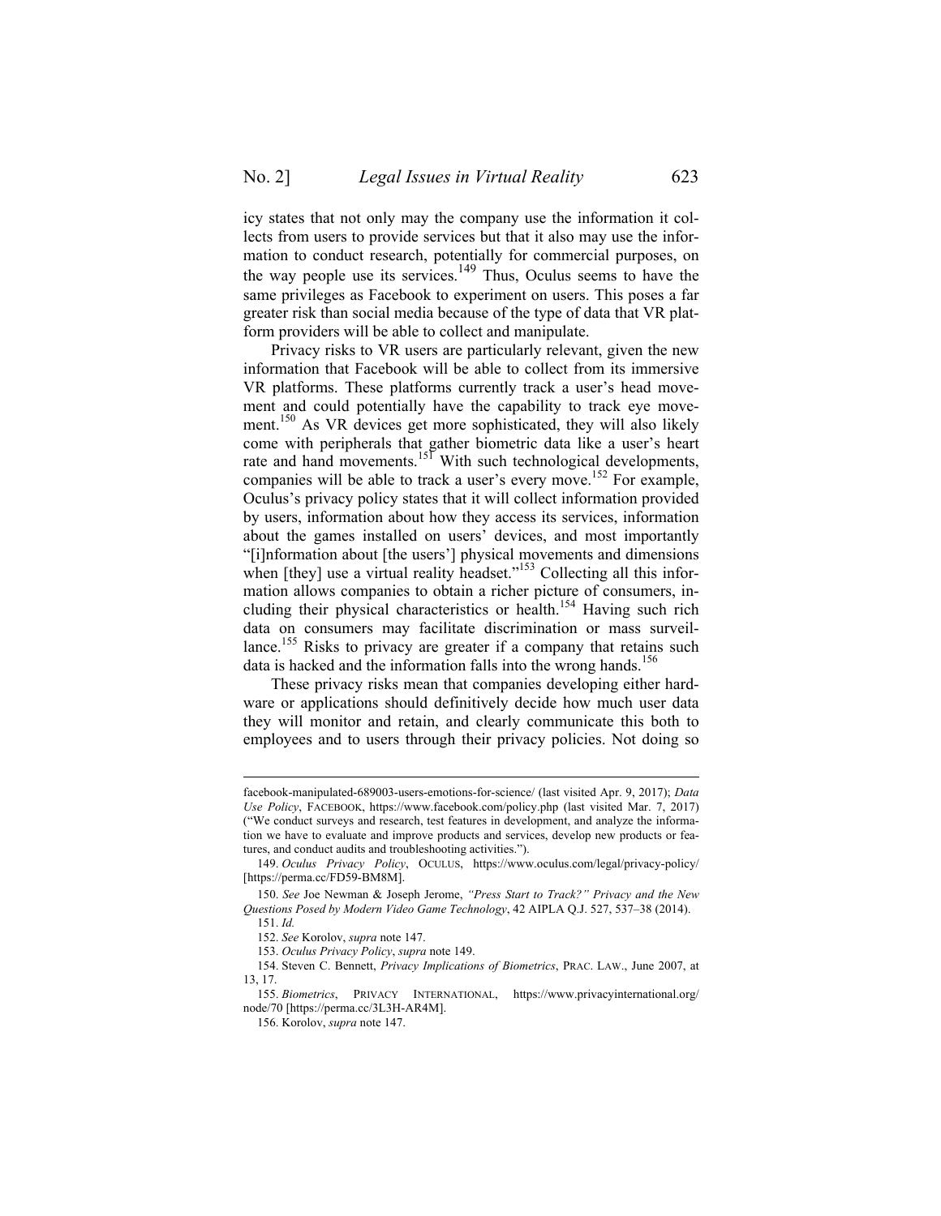icy states that not only may the company use the information it collects from users to provide services but that it also may use the information to conduct research, potentially for commercial purposes, on the way people use its services.[149] Thus, Oculus seems to have the same privileges as Facebook to experiment on users. This poses a far greater risk than social media because of the type of data that VR platform providers will be able to collect and manipulate.

Privacy risks to VR users are particularly relevant, given the new information that Facebook will be able to collect from its immersive VR platforms. These platforms currently track a user's head movement and could potentially have the capability to track eye movement.[150] As VR devices get more sophisticated, they will also likely come with peripherals that gather biometric data like a user's heart rate and hand movements.[151] With such technological developments, companies will be able to track a user's every move.[152] For example, Oculus's privacy policy states that it will collect information provided by users, information about how they access its services, information about the games installed on users' devices, and most importantly "[i]nformation about [the users'] physical movements and dimensions when [they] use a virtual reality headset."[153] Collecting all this information allows companies to obtain a richer picture of consumers, including their physical characteristics or health.[154] Having such rich data on consumers may facilitate discrimination or mass surveillance.[155] Risks to privacy are greater if a company that retains such data is hacked and the information falls into the wrong hands.[156]

These privacy risks mean that companies developing either hardware or applications should definitively decide how much user data they will monitor and retain, and clearly communicate this both to employees and to users through their privacy policies. Not doing so

---

facebook-manipulated-689003-users-emotions-for-science/ (last visited Apr. 9, 2017); *Data Use Policy*, FACEBOOK, https://www.facebook.com/policy.php (last visited Mar. 7, 2017) ("We conduct surveys and research, test features in development, and analyze the information we have to evaluate and improve products and services, develop new products or features, and conduct audits and troubleshooting activities.").

149. *Oculus Privacy Policy*, OCULUS, https://www.oculus.com/legal/privacy-policy/ [https://perma.cc/FD59-BM8M].

150. *See* Joe Newman & Joseph Jerome, *"Press Start to Track?" Privacy and the New Questions Posed by Modern Video Game Technology*, 42 AIPLA Q.J. 527, 537–38 (2014).

151. *Id.*

152. *See* Korolov, *supra* note 147.

153. *Oculus Privacy Policy*, *supra* note 149.

154. Steven C. Bennett, *Privacy Implications of Biometrics*, PRAC. LAW., June 2007, at 13, 17.

155. *Biometrics*, PRIVACY INTERNATIONAL, https://www.privacyinternational.org/node/70 [https://perma.cc/3L3H-AR4M].

156. Korolov, *supra* note 147.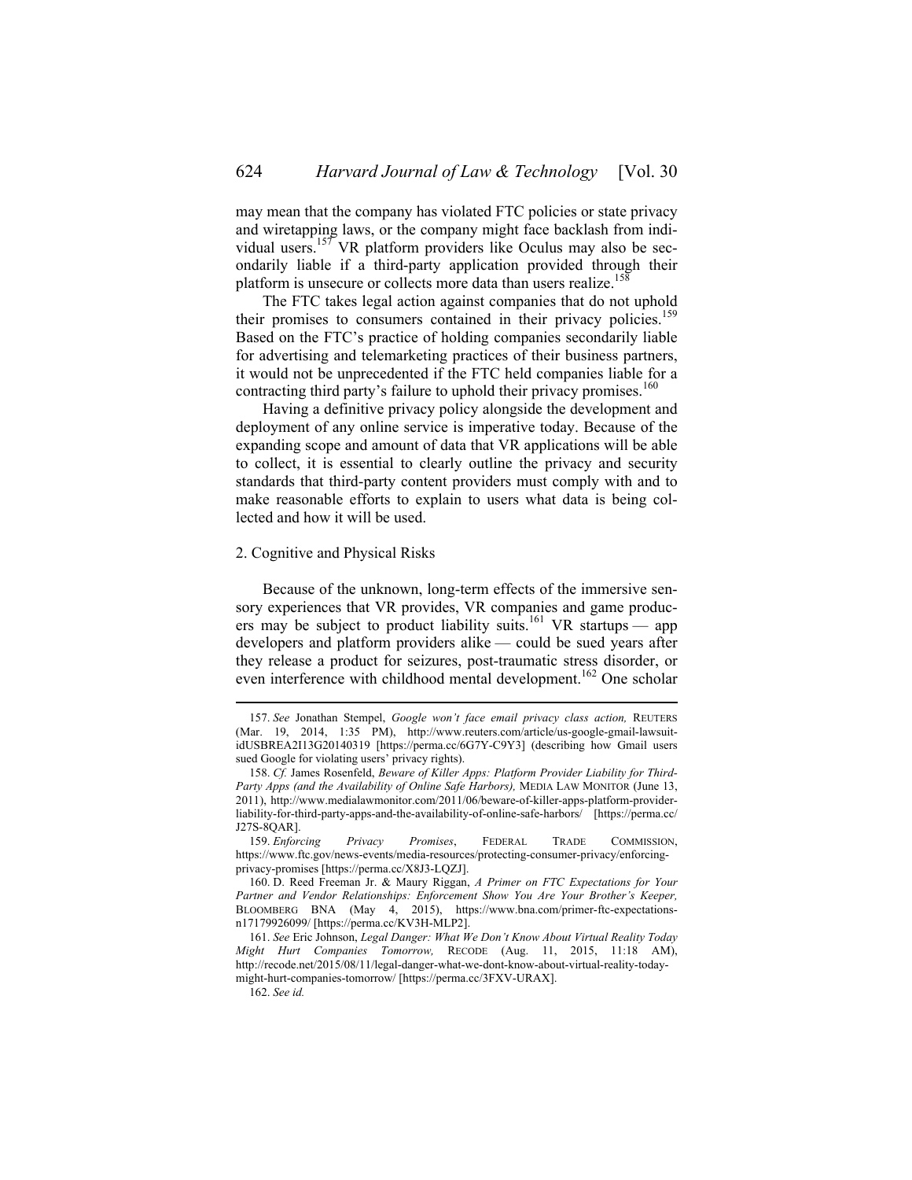may mean that the company has violated FTC policies or state privacy and wiretapping laws, or the company might face backlash from individual users.[157] VR platform providers like Oculus may also be secondarily liable if a third-party application provided through their platform is unsecure or collects more data than users realize.[158]

The FTC takes legal action against companies that do not uphold their promises to consumers contained in their privacy policies.[159] Based on the FTC's practice of holding companies secondarily liable for advertising and telemarketing practices of their business partners, it would not be unprecedented if the FTC held companies liable for a contracting third party's failure to uphold their privacy promises.[160]

Having a definitive privacy policy alongside the development and deployment of any online service is imperative today. Because of the expanding scope and amount of data that VR applications will be able to collect, it is essential to clearly outline the privacy and security standards that third-party content providers must comply with and to make reasonable efforts to explain to users what data is being collected and how it will be used.

### 2. Cognitive and Physical Risks

Because of the unknown, long-term effects of the immersive sensory experiences that VR provides, VR companies and game producers may be subject to product liability suits.[161] VR startups — app developers and platform providers alike — could be sued years after they release a product for seizures, post-traumatic stress disorder, or even interference with childhood mental development.[162] One scholar

---

157. *See* Jonathan Stempel, *Google won't face email privacy class action,* REUTERS (Mar. 19, 2014, 1:35 PM), http://www.reuters.com/article/us-google-gmail-lawsuit-idUSBREA2I13G20140319 [https://perma.cc/6G7Y-C9Y3] (describing how Gmail users sued Google for violating users' privacy rights).

158. *Cf.* James Rosenfeld, *Beware of Killer Apps: Platform Provider Liability for Third-Party Apps (and the Availability of Online Safe Harbors),* MEDIA LAW MONITOR (June 13, 2011), http://www.medialawmonitor.com/2011/06/beware-of-killer-apps-platform-provider-liability-for-third-party-apps-and-the-availability-of-online-safe-harbors/ [https://perma.cc/J27S-8QAR].

159. *Enforcing Privacy Promises*, FEDERAL TRADE COMMISSION, https://www.ftc.gov/news-events/media-resources/protecting-consumer-privacy/enforcing-privacy-promises [https://perma.cc/X8J3-LQZJ].

160. D. Reed Freeman Jr. & Maury Riggan, *A Primer on FTC Expectations for Your Partner and Vendor Relationships: Enforcement Show You Are Your Brother's Keeper,* BLOOMBERG BNA (May 4, 2015), https://www.bna.com/primer-ftc-expectations-n17179926099/ [https://perma.cc/KV3H-MLP2].

161. *See* Eric Johnson, *Legal Danger: What We Don't Know About Virtual Reality Today Might Hurt Companies Tomorrow,* RECODE (Aug. 11, 2015, 11:18 AM), http://recode.net/2015/08/11/legal-danger-what-we-dont-know-about-virtual-reality-today-might-hurt-companies-tomorrow/ [https://perma.cc/3FXV-URAX].

162. *See id.*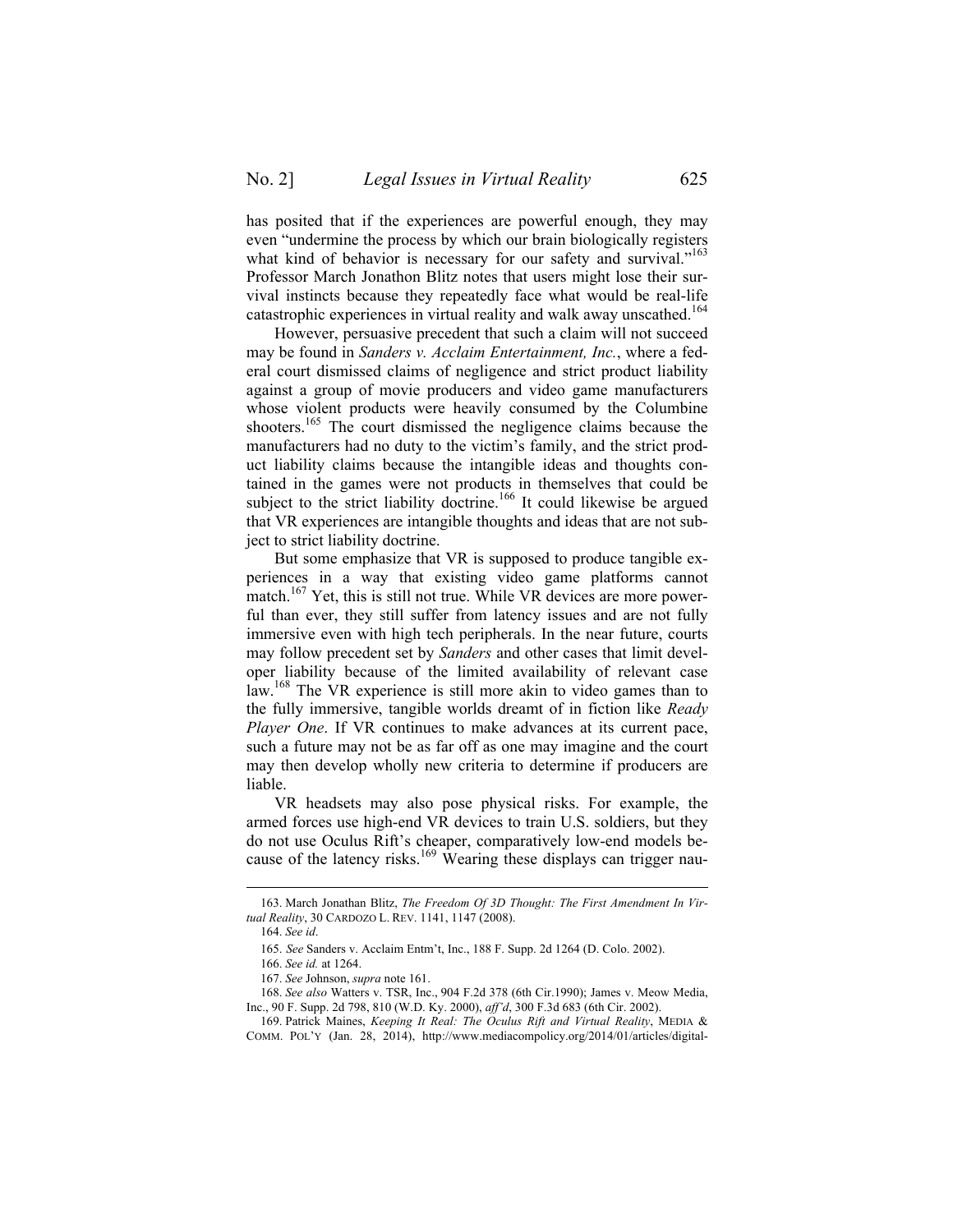has posited that if the experiences are powerful enough, they may even "undermine the process by which our brain biologically registers what kind of behavior is necessary for our safety and survival."[163] Professor March Jonathon Blitz notes that users might lose their survival instincts because they repeatedly face what would be real-life catastrophic experiences in virtual reality and walk away unscathed.[164]

However, persuasive precedent that such a claim will not succeed may be found in *Sanders v. Acclaim Entertainment, Inc.*, where a federal court dismissed claims of negligence and strict product liability against a group of movie producers and video game manufacturers whose violent products were heavily consumed by the Columbine shooters.[165] The court dismissed the negligence claims because the manufacturers had no duty to the victim's family, and the strict product liability claims because the intangible ideas and thoughts contained in the games were not products in themselves that could be subject to the strict liability doctrine.[166] It could likewise be argued that VR experiences are intangible thoughts and ideas that are not subject to strict liability doctrine.

But some emphasize that VR is supposed to produce tangible experiences in a way that existing video game platforms cannot match.[167] Yet, this is still not true. While VR devices are more powerful than ever, they still suffer from latency issues and are not fully immersive even with high tech peripherals. In the near future, courts may follow precedent set by *Sanders* and other cases that limit developer liability because of the limited availability of relevant case law.[168] The VR experience is still more akin to video games than to the fully immersive, tangible worlds dreamt of in fiction like *Ready Player One*. If VR continues to make advances at its current pace, such a future may not be as far off as one may imagine and the court may then develop wholly new criteria to determine if producers are liable.

VR headsets may also pose physical risks. For example, the armed forces use high-end VR devices to train U.S. soldiers, but they do not use Oculus Rift's cheaper, comparatively low-end models because of the latency risks.[169] Wearing these displays can trigger nau-

---

163. March Jonathan Blitz, *The Freedom Of 3D Thought: The First Amendment In Virtual Reality*, 30 CARDOZO L. REV. 1141, 1147 (2008).

164. *See id*.

165. *See* Sanders v. Acclaim Entm't, Inc., 188 F. Supp. 2d 1264 (D. Colo. 2002).

166. *See id.* at 1264.

167. *See* Johnson, *supra* note 161.

168. *See also* Watters v. TSR, Inc., 904 F.2d 378 (6th Cir.1990); James v. Meow Media, Inc., 90 F. Supp. 2d 798, 810 (W.D. Ky. 2000), *aff'd*, 300 F.3d 683 (6th Cir. 2002).

169. Patrick Maines, *Keeping It Real: The Oculus Rift and Virtual Reality*, MEDIA & COMM. POL'Y (Jan. 28, 2014), http://www.mediacompolicy.org/2014/01/articles/digital-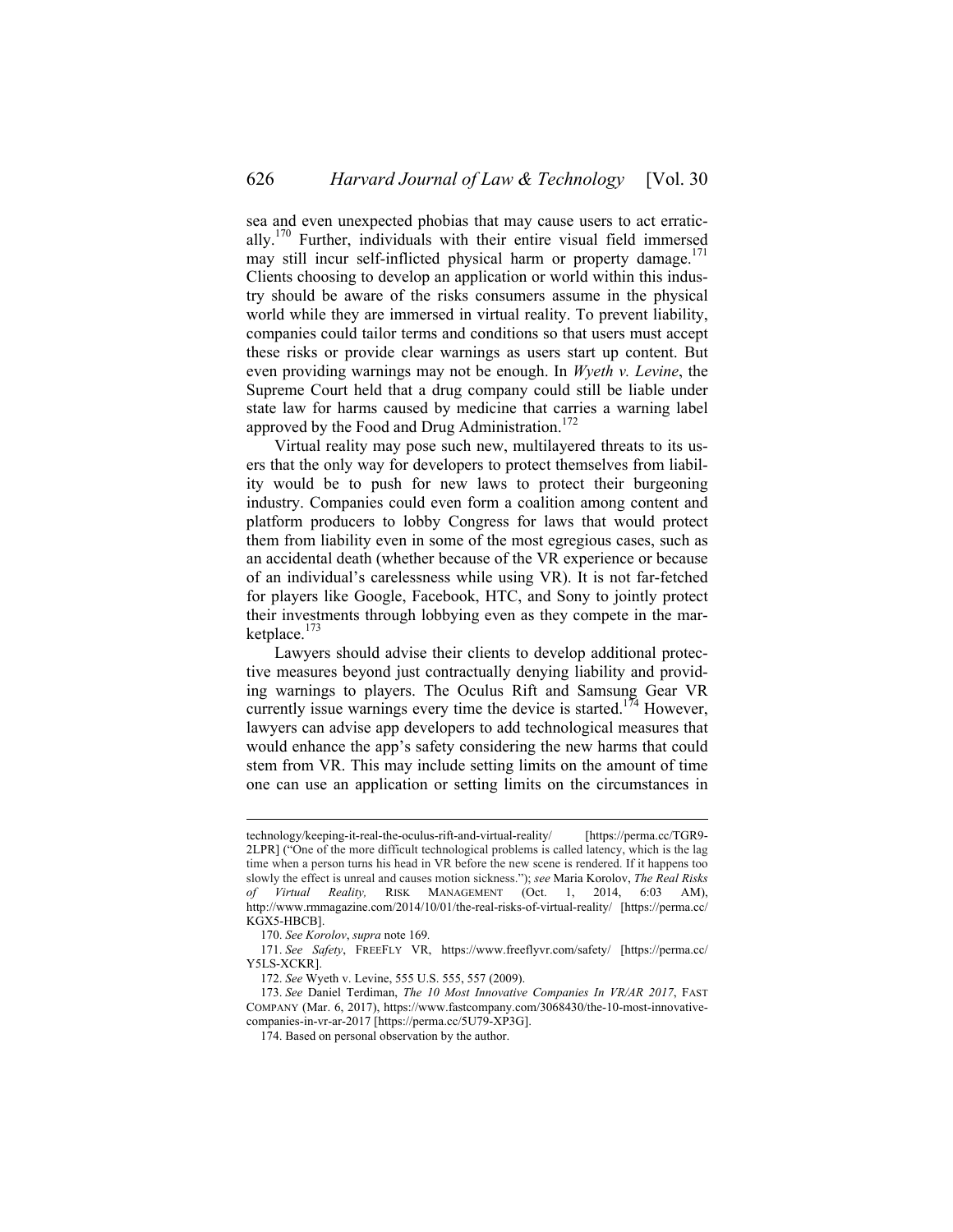sea and even unexpected phobias that may cause users to act erratically.[170] Further, individuals with their entire visual field immersed may still incur self-inflicted physical harm or property damage.[171] Clients choosing to develop an application or world within this industry should be aware of the risks consumers assume in the physical world while they are immersed in virtual reality. To prevent liability, companies could tailor terms and conditions so that users must accept these risks or provide clear warnings as users start up content. But even providing warnings may not be enough. In *Wyeth v. Levine*, the Supreme Court held that a drug company could still be liable under state law for harms caused by medicine that carries a warning label approved by the Food and Drug Administration.[172]

Virtual reality may pose such new, multilayered threats to its users that the only way for developers to protect themselves from liability would be to push for new laws to protect their burgeoning industry. Companies could even form a coalition among content and platform producers to lobby Congress for laws that would protect them from liability even in some of the most egregious cases, such as an accidental death (whether because of the VR experience or because of an individual's carelessness while using VR). It is not far-fetched for players like Google, Facebook, HTC, and Sony to jointly protect their investments through lobbying even as they compete in the marketplace.[173]

Lawyers should advise their clients to develop additional protective measures beyond just contractually denying liability and providing warnings to players. The Oculus Rift and Samsung Gear VR currently issue warnings every time the device is started.[174] However, lawyers can advise app developers to add technological measures that would enhance the app's safety considering the new harms that could stem from VR. This may include setting limits on the amount of time one can use an application or setting limits on the circumstances in

---

technology/keeping-it-real-the-oculus-rift-and-virtual-reality/ [https://perma.cc/TGR9-2LPR] ("One of the more difficult technological problems is called latency, which is the lag time when a person turns his head in VR before the new scene is rendered. If it happens too slowly the effect is unreal and causes motion sickness."); *see* Maria Korolov, *The Real Risks of Virtual Reality*, RISK MANAGEMENT (Oct. 1, 2014, 6:03 AM), http://www.rmmagazine.com/2014/10/01/the-real-risks-of-virtual-reality/ [https://perma.cc/KGX5-HBCB].

170. *See Korolov*, *supra* note 169.

171. *See Safety*, FREEFLY VR, https://www.freeflyvr.com/safety/ [https://perma.cc/Y5LS-XCKR].

172. *See* Wyeth v. Levine, 555 U.S. 555, 557 (2009).

173. *See* Daniel Terdiman, *The 10 Most Innovative Companies In VR/AR 2017*, FAST COMPANY (Mar. 6, 2017), https://www.fastcompany.com/3068430/the-10-most-innovative-companies-in-vr-ar-2017 [https://perma.cc/5U79-XP3G].

174. Based on personal observation by the author.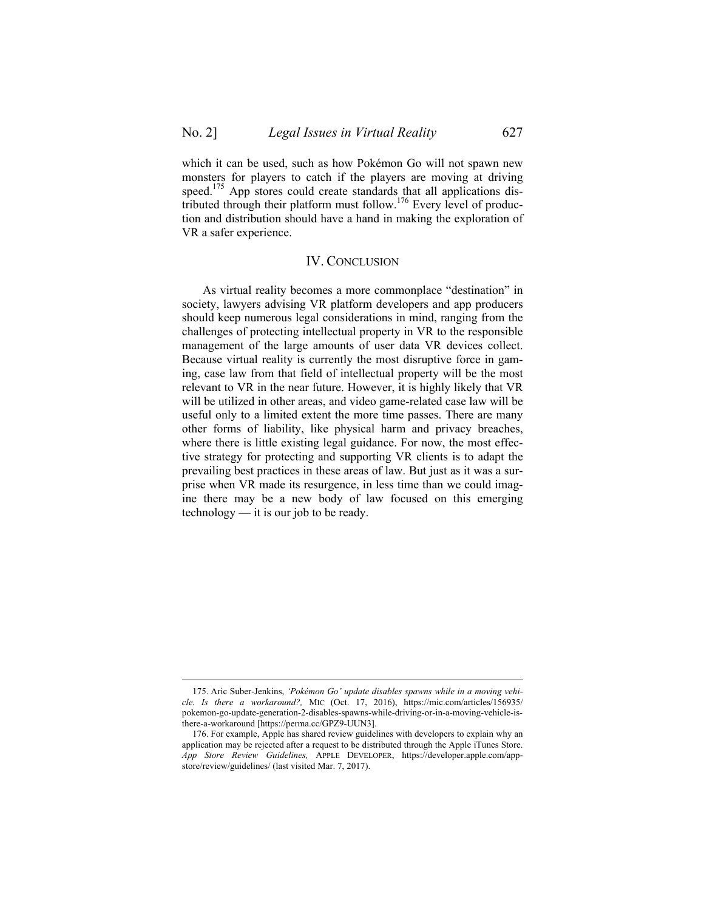which it can be used, such as how Pokémon Go will not spawn new monsters for players to catch if the players are moving at driving speed.[175] App stores could create standards that all applications distributed through their platform must follow.[176] Every level of production and distribution should have a hand in making the exploration of VR a safer experience.

## IV. CONCLUSION

As virtual reality becomes a more commonplace "destination" in society, lawyers advising VR platform developers and app producers should keep numerous legal considerations in mind, ranging from the challenges of protecting intellectual property in VR to the responsible management of the large amounts of user data VR devices collect. Because virtual reality is currently the most disruptive force in gaming, case law from that field of intellectual property will be the most relevant to VR in the near future. However, it is highly likely that VR will be utilized in other areas, and video game-related case law will be useful only to a limited extent the more time passes. There are many other forms of liability, like physical harm and privacy breaches, where there is little existing legal guidance. For now, the most effective strategy for protecting and supporting VR clients is to adapt the prevailing best practices in these areas of law. But just as it was a surprise when VR made its resurgence, in less time than we could imagine there may be a new body of law focused on this emerging technology — it is our job to be ready.

---

175. Aric Suber-Jenkins, *'Pokémon Go' update disables spawns while in a moving vehicle. Is there a workaround?,* MIC (Oct. 17, 2016), https://mic.com/articles/156935/pokemon-go-update-generation-2-disables-spawns-while-driving-or-in-a-moving-vehicle-is-there-a-workaround [https://perma.cc/GPZ9-UUN3].

176. For example, Apple has shared review guidelines with developers to explain why an application may be rejected after a request to be distributed through the Apple iTunes Store. *App Store Review Guidelines,* APPLE DEVELOPER, https://developer.apple.com/app-store/review/guidelines/ (last visited Mar. 7, 2017).